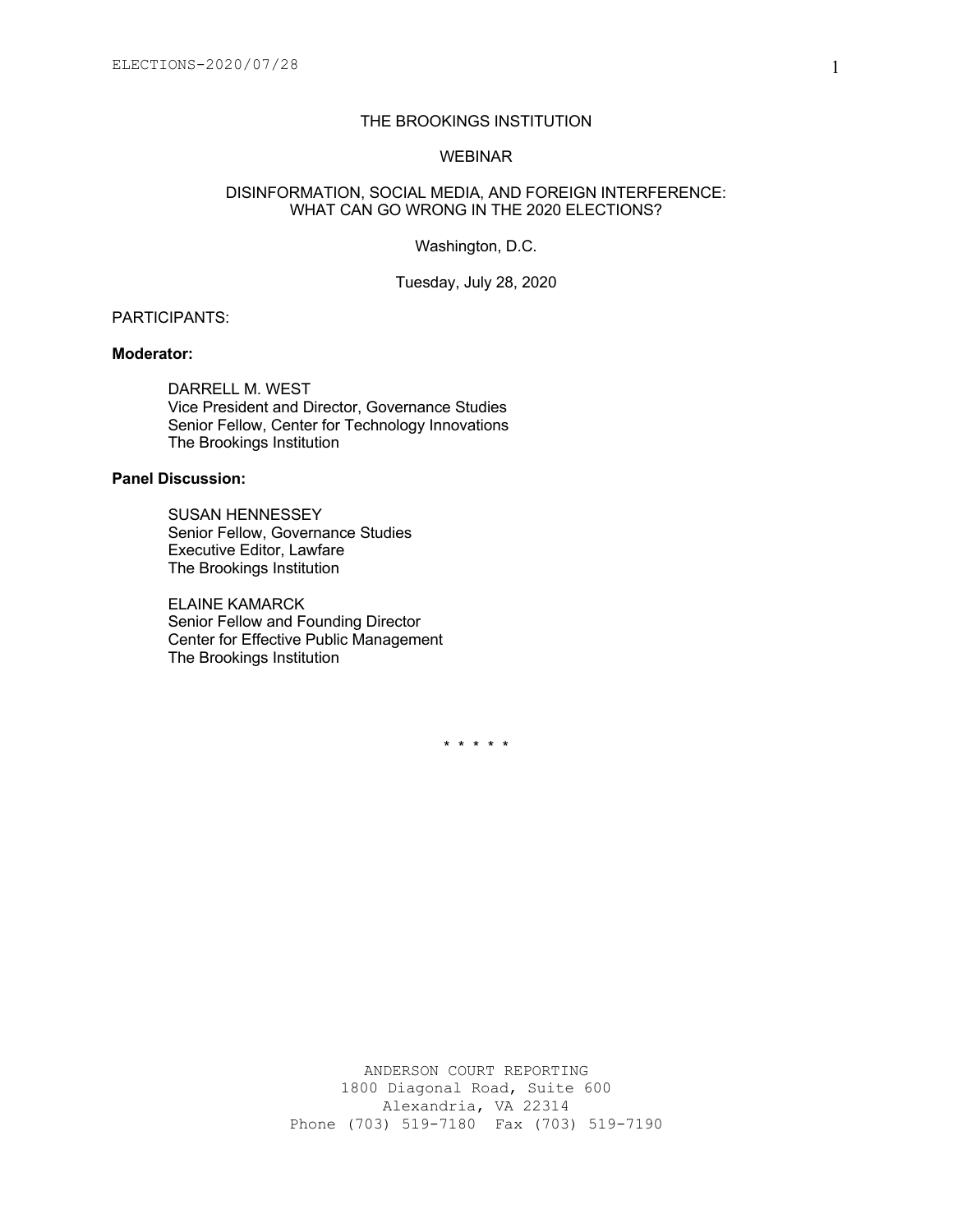# THE BROOKINGS INSTITUTION

## WEBINAR

## DISINFORMATION, SOCIAL MEDIA, AND FOREIGN INTERFERENCE: WHAT CAN GO WRONG IN THE 2020 ELECTIONS?

Washington, D.C.

Tuesday, July 28, 2020

PARTICIPANTS:

**Moderator:**

DARRELL M. WEST
Vice President and Director, Governance Studies
Senior Fellow, Center for Technology Innovations
The Brookings Institution

**Panel Discussion:**

SUSAN HENNESSEY
Senior Fellow, Governance Studies
Executive Editor, Lawfare
The Brookings Institution

ELAINE KAMARCK
Senior Fellow and Founding Director
Center for Effective Public Management
The Brookings Institution

\* \* \* \* \*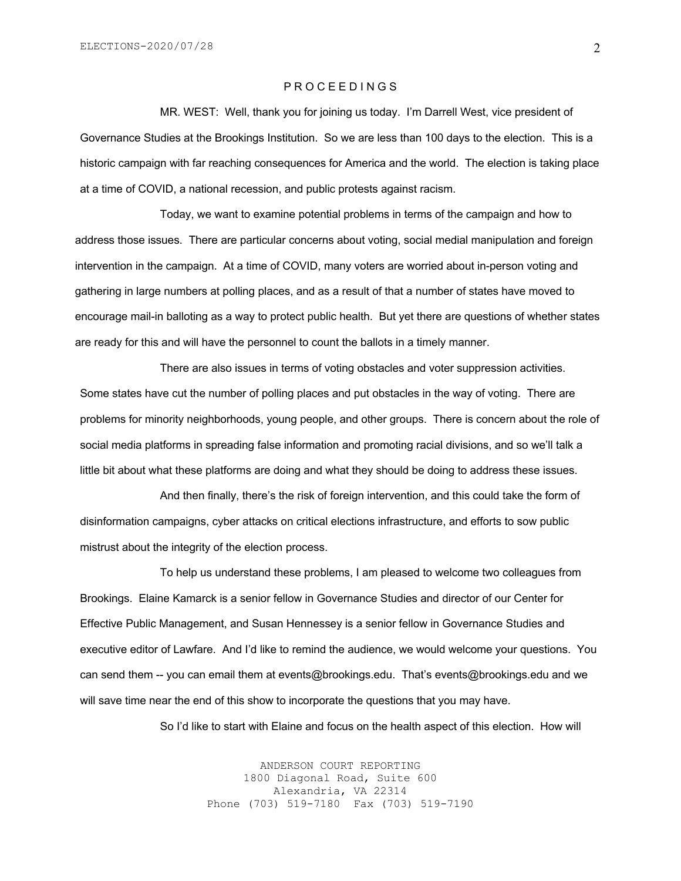P R O C E E D I N G S

MR. WEST: Well, thank you for joining us today. I'm Darrell West, vice president of Governance Studies at the Brookings Institution. So we are less than 100 days to the election. This is a historic campaign with far reaching consequences for America and the world. The election is taking place at a time of COVID, a national recession, and public protests against racism.

Today, we want to examine potential problems in terms of the campaign and how to address those issues. There are particular concerns about voting, social medial manipulation and foreign intervention in the campaign. At a time of COVID, many voters are worried about in-person voting and gathering in large numbers at polling places, and as a result of that a number of states have moved to encourage mail-in balloting as a way to protect public health. But yet there are questions of whether states are ready for this and will have the personnel to count the ballots in a timely manner.

There are also issues in terms of voting obstacles and voter suppression activities. Some states have cut the number of polling places and put obstacles in the way of voting. There are problems for minority neighborhoods, young people, and other groups. There is concern about the role of social media platforms in spreading false information and promoting racial divisions, and so we'll talk a little bit about what these platforms are doing and what they should be doing to address these issues.

And then finally, there's the risk of foreign intervention, and this could take the form of disinformation campaigns, cyber attacks on critical elections infrastructure, and efforts to sow public mistrust about the integrity of the election process.

To help us understand these problems, I am pleased to welcome two colleagues from Brookings. Elaine Kamarck is a senior fellow in Governance Studies and director of our Center for Effective Public Management, and Susan Hennessey is a senior fellow in Governance Studies and executive editor of Lawfare. And I'd like to remind the audience, we would welcome your questions. You can send them -- you can email them at events@brookings.edu. That's events@brookings.edu and we will save time near the end of this show to incorporate the questions that you may have.

So I'd like to start with Elaine and focus on the health aspect of this election. How will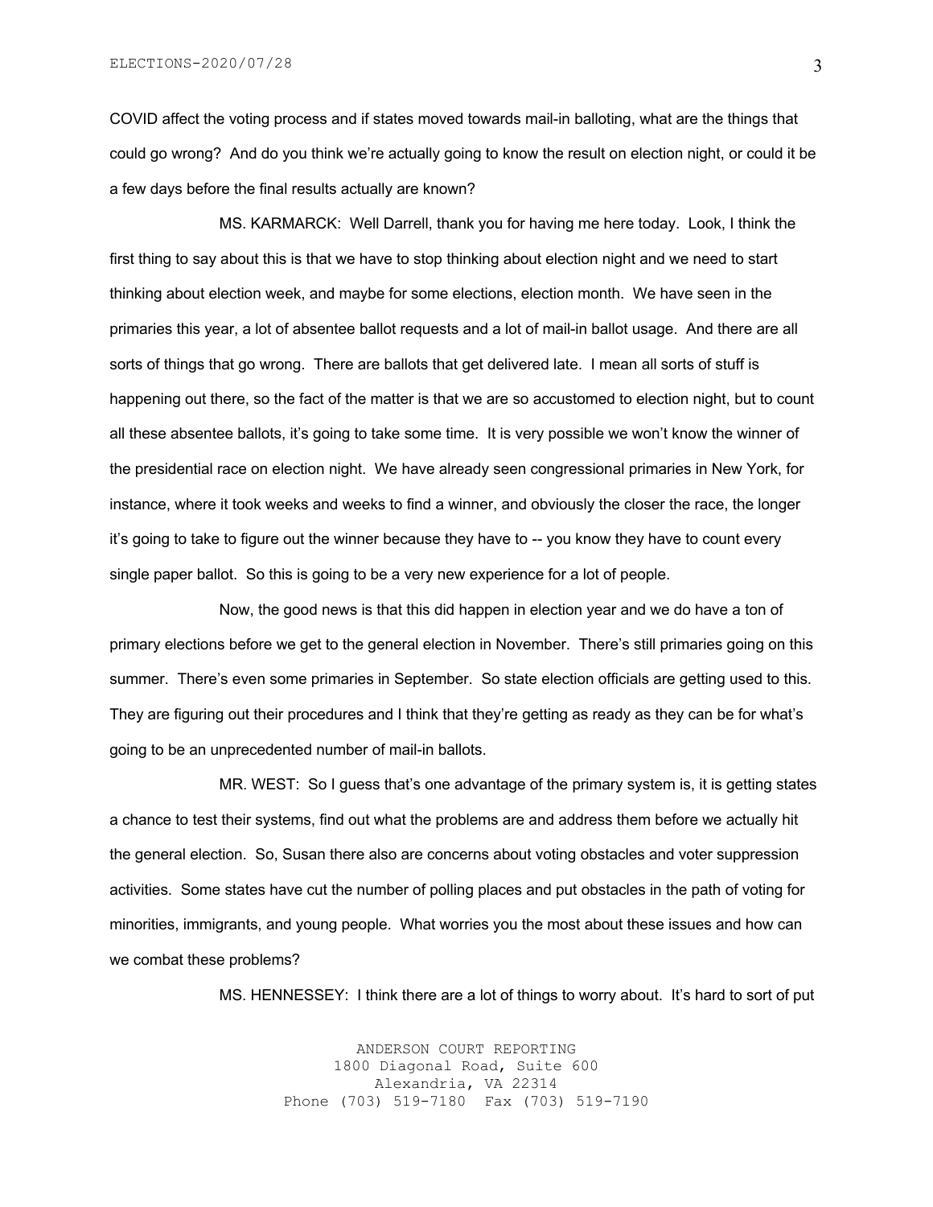COVID affect the voting process and if states moved towards mail-in balloting, what are the things that could go wrong? And do you think we're actually going to know the result on election night, or could it be a few days before the final results actually are known?

MS. KARMARCK: Well Darrell, thank you for having me here today. Look, I think the first thing to say about this is that we have to stop thinking about election night and we need to start thinking about election week, and maybe for some elections, election month. We have seen in the primaries this year, a lot of absentee ballot requests and a lot of mail-in ballot usage. And there are all sorts of things that go wrong. There are ballots that get delivered late. I mean all sorts of stuff is happening out there, so the fact of the matter is that we are so accustomed to election night, but to count all these absentee ballots, it's going to take some time. It is very possible we won't know the winner of the presidential race on election night. We have already seen congressional primaries in New York, for instance, where it took weeks and weeks to find a winner, and obviously the closer the race, the longer it's going to take to figure out the winner because they have to -- you know they have to count every single paper ballot. So this is going to be a very new experience for a lot of people.

Now, the good news is that this did happen in election year and we do have a ton of primary elections before we get to the general election in November. There's still primaries going on this summer. There's even some primaries in September. So state election officials are getting used to this. They are figuring out their procedures and I think that they're getting as ready as they can be for what's going to be an unprecedented number of mail-in ballots.

MR. WEST: So I guess that's one advantage of the primary system is, it is getting states a chance to test their systems, find out what the problems are and address them before we actually hit the general election. So, Susan there also are concerns about voting obstacles and voter suppression activities. Some states have cut the number of polling places and put obstacles in the path of voting for minorities, immigrants, and young people. What worries you the most about these issues and how can we combat these problems?

MS. HENNESSEY: I think there are a lot of things to worry about. It's hard to sort of put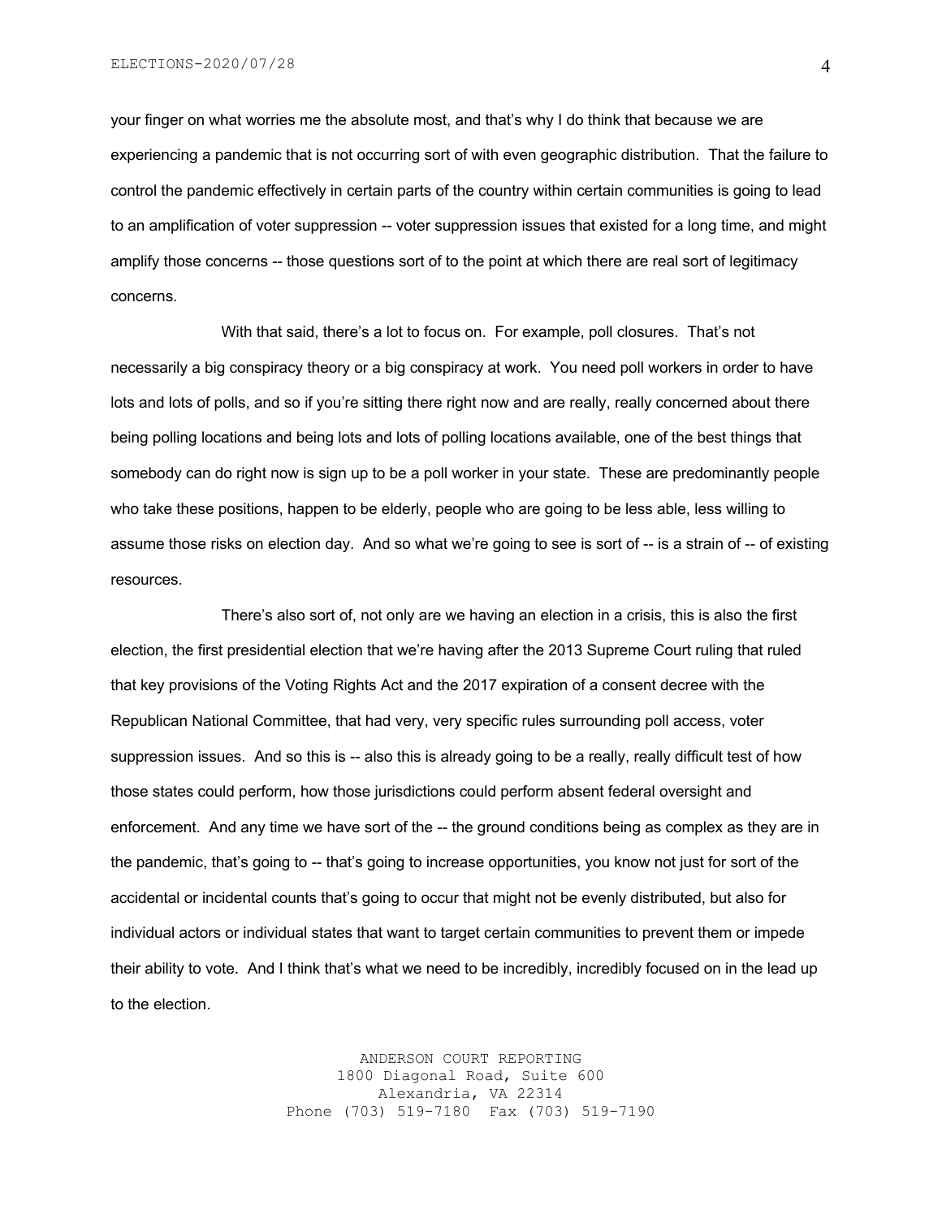your finger on what worries me the absolute most, and that's why I do think that because we are experiencing a pandemic that is not occurring sort of with even geographic distribution. That the failure to control the pandemic effectively in certain parts of the country within certain communities is going to lead to an amplification of voter suppression -- voter suppression issues that existed for a long time, and might amplify those concerns -- those questions sort of to the point at which there are real sort of legitimacy concerns.

With that said, there's a lot to focus on. For example, poll closures. That's not necessarily a big conspiracy theory or a big conspiracy at work. You need poll workers in order to have lots and lots of polls, and so if you're sitting there right now and are really, really concerned about there being polling locations and being lots and lots of polling locations available, one of the best things that somebody can do right now is sign up to be a poll worker in your state. These are predominantly people who take these positions, happen to be elderly, people who are going to be less able, less willing to assume those risks on election day. And so what we're going to see is sort of -- is a strain of -- of existing resources.

There's also sort of, not only are we having an election in a crisis, this is also the first election, the first presidential election that we're having after the 2013 Supreme Court ruling that ruled that key provisions of the Voting Rights Act and the 2017 expiration of a consent decree with the Republican National Committee, that had very, very specific rules surrounding poll access, voter suppression issues. And so this is -- also this is already going to be a really, really difficult test of how those states could perform, how those jurisdictions could perform absent federal oversight and enforcement. And any time we have sort of the -- the ground conditions being as complex as they are in the pandemic, that's going to -- that's going to increase opportunities, you know not just for sort of the accidental or incidental counts that's going to occur that might not be evenly distributed, but also for individual actors or individual states that want to target certain communities to prevent them or impede their ability to vote. And I think that's what we need to be incredibly, incredibly focused on in the lead up to the election.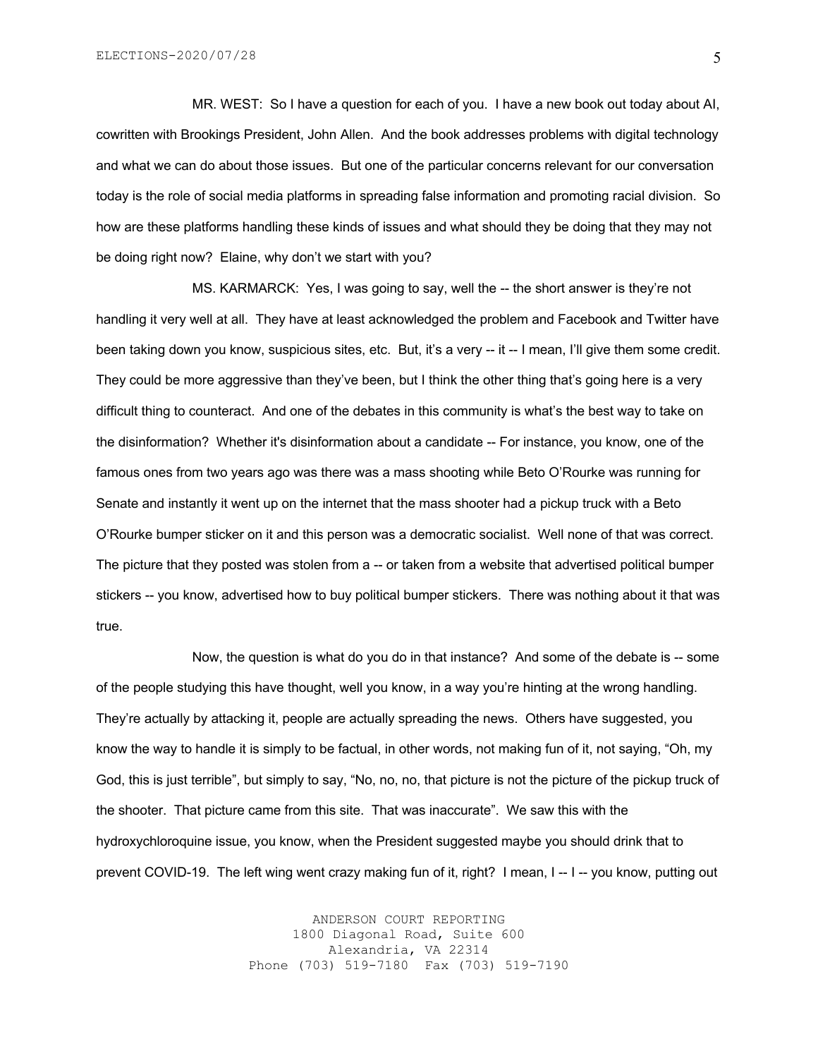MR. WEST: So I have a question for each of you. I have a new book out today about AI, cowritten with Brookings President, John Allen. And the book addresses problems with digital technology and what we can do about those issues. But one of the particular concerns relevant for our conversation today is the role of social media platforms in spreading false information and promoting racial division. So how are these platforms handling these kinds of issues and what should they be doing that they may not be doing right now? Elaine, why don't we start with you?

MS. KARMARCK: Yes, I was going to say, well the -- the short answer is they're not handling it very well at all. They have at least acknowledged the problem and Facebook and Twitter have been taking down you know, suspicious sites, etc. But, it's a very -- it -- I mean, I'll give them some credit. They could be more aggressive than they've been, but I think the other thing that's going here is a very difficult thing to counteract. And one of the debates in this community is what's the best way to take on the disinformation? Whether it's disinformation about a candidate -- For instance, you know, one of the famous ones from two years ago was there was a mass shooting while Beto O'Rourke was running for Senate and instantly it went up on the internet that the mass shooter had a pickup truck with a Beto O'Rourke bumper sticker on it and this person was a democratic socialist. Well none of that was correct. The picture that they posted was stolen from a -- or taken from a website that advertised political bumper stickers -- you know, advertised how to buy political bumper stickers. There was nothing about it that was true.

Now, the question is what do you do in that instance? And some of the debate is -- some of the people studying this have thought, well you know, in a way you're hinting at the wrong handling. They're actually by attacking it, people are actually spreading the news. Others have suggested, you know the way to handle it is simply to be factual, in other words, not making fun of it, not saying, "Oh, my God, this is just terrible", but simply to say, "No, no, no, that picture is not the picture of the pickup truck of the shooter. That picture came from this site. That was inaccurate". We saw this with the hydroxychloroquine issue, you know, when the President suggested maybe you should drink that to prevent COVID-19. The left wing went crazy making fun of it, right? I mean, I -- I -- you know, putting out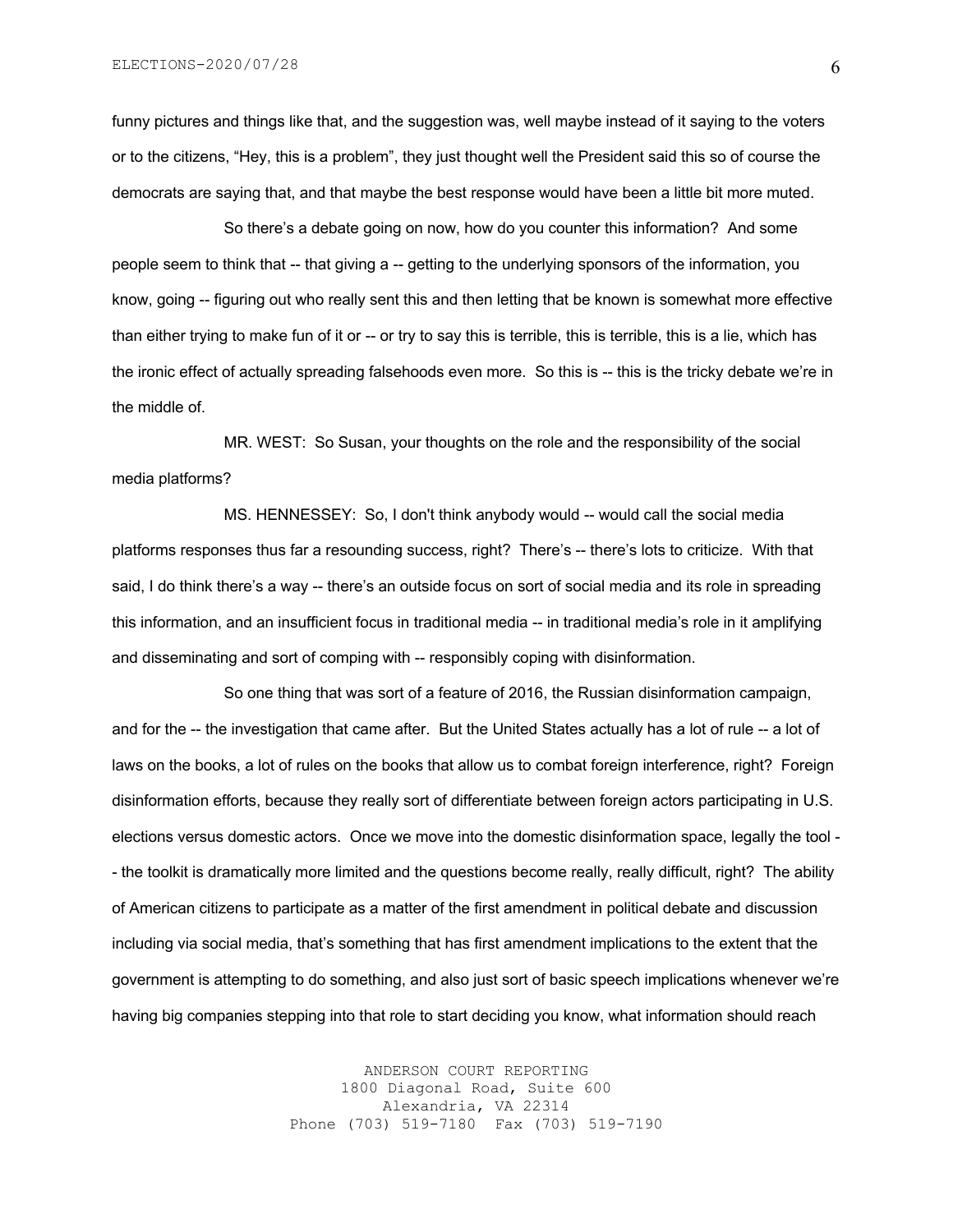funny pictures and things like that, and the suggestion was, well maybe instead of it saying to the voters or to the citizens, "Hey, this is a problem", they just thought well the President said this so of course the democrats are saying that, and that maybe the best response would have been a little bit more muted.

So there's a debate going on now, how do you counter this information? And some people seem to think that -- that giving a -- getting to the underlying sponsors of the information, you know, going -- figuring out who really sent this and then letting that be known is somewhat more effective than either trying to make fun of it or -- or try to say this is terrible, this is terrible, this is a lie, which has the ironic effect of actually spreading falsehoods even more. So this is -- this is the tricky debate we're in the middle of.

MR. WEST: So Susan, your thoughts on the role and the responsibility of the social media platforms?

MS. HENNESSEY: So, I don't think anybody would -- would call the social media platforms responses thus far a resounding success, right? There's -- there's lots to criticize. With that said, I do think there's a way -- there's an outside focus on sort of social media and its role in spreading this information, and an insufficient focus in traditional media -- in traditional media's role in it amplifying and disseminating and sort of comping with -- responsibly coping with disinformation.

So one thing that was sort of a feature of 2016, the Russian disinformation campaign, and for the -- the investigation that came after. But the United States actually has a lot of rule -- a lot of laws on the books, a lot of rules on the books that allow us to combat foreign interference, right? Foreign disinformation efforts, because they really sort of differentiate between foreign actors participating in U.S. elections versus domestic actors. Once we move into the domestic disinformation space, legally the tool -- the toolkit is dramatically more limited and the questions become really, really difficult, right? The ability of American citizens to participate as a matter of the first amendment in political debate and discussion including via social media, that's something that has first amendment implications to the extent that the government is attempting to do something, and also just sort of basic speech implications whenever we're having big companies stepping into that role to start deciding you know, what information should reach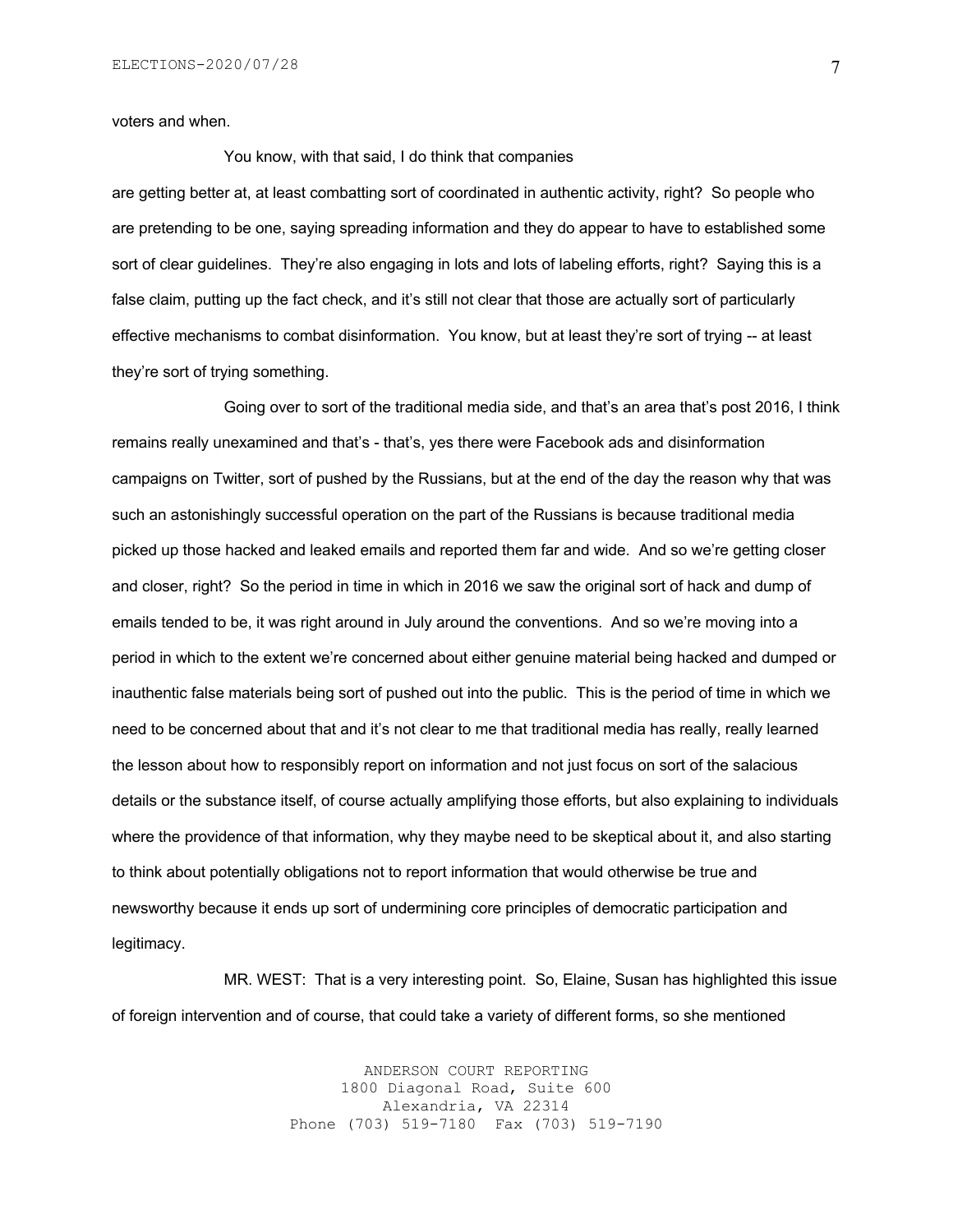voters and when.

You know, with that said, I do think that companies are getting better at, at least combatting sort of coordinated in authentic activity, right? So people who are pretending to be one, saying spreading information and they do appear to have to established some sort of clear guidelines. They're also engaging in lots and lots of labeling efforts, right? Saying this is a false claim, putting up the fact check, and it's still not clear that those are actually sort of particularly effective mechanisms to combat disinformation. You know, but at least they're sort of trying -- at least they're sort of trying something.

Going over to sort of the traditional media side, and that's an area that's post 2016, I think remains really unexamined and that's - that's, yes there were Facebook ads and disinformation campaigns on Twitter, sort of pushed by the Russians, but at the end of the day the reason why that was such an astonishingly successful operation on the part of the Russians is because traditional media picked up those hacked and leaked emails and reported them far and wide. And so we're getting closer and closer, right? So the period in time in which in 2016 we saw the original sort of hack and dump of emails tended to be, it was right around in July around the conventions. And so we're moving into a period in which to the extent we're concerned about either genuine material being hacked and dumped or inauthentic false materials being sort of pushed out into the public. This is the period of time in which we need to be concerned about that and it's not clear to me that traditional media has really, really learned the lesson about how to responsibly report on information and not just focus on sort of the salacious details or the substance itself, of course actually amplifying those efforts, but also explaining to individuals where the providence of that information, why they maybe need to be skeptical about it, and also starting to think about potentially obligations not to report information that would otherwise be true and newsworthy because it ends up sort of undermining core principles of democratic participation and legitimacy.

MR. WEST: That is a very interesting point. So, Elaine, Susan has highlighted this issue of foreign intervention and of course, that could take a variety of different forms, so she mentioned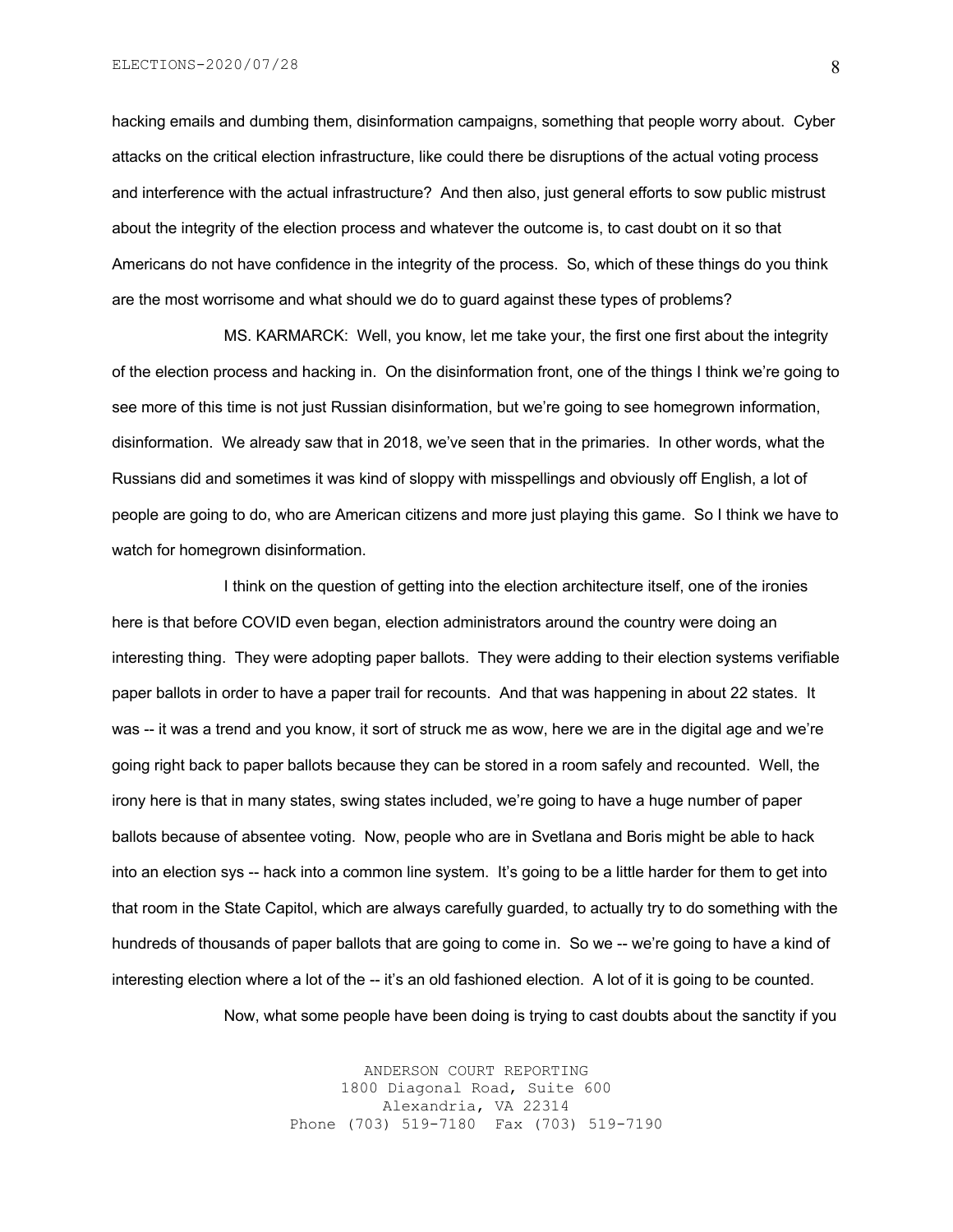hacking emails and dumbing them, disinformation campaigns, something that people worry about. Cyber attacks on the critical election infrastructure, like could there be disruptions of the actual voting process and interference with the actual infrastructure? And then also, just general efforts to sow public mistrust about the integrity of the election process and whatever the outcome is, to cast doubt on it so that Americans do not have confidence in the integrity of the process. So, which of these things do you think are the most worrisome and what should we do to guard against these types of problems?

MS. KARMARCK: Well, you know, let me take your, the first one first about the integrity of the election process and hacking in. On the disinformation front, one of the things I think we're going to see more of this time is not just Russian disinformation, but we're going to see homegrown information, disinformation. We already saw that in 2018, we've seen that in the primaries. In other words, what the Russians did and sometimes it was kind of sloppy with misspellings and obviously off English, a lot of people are going to do, who are American citizens and more just playing this game. So I think we have to watch for homegrown disinformation.

I think on the question of getting into the election architecture itself, one of the ironies here is that before COVID even began, election administrators around the country were doing an interesting thing. They were adopting paper ballots. They were adding to their election systems verifiable paper ballots in order to have a paper trail for recounts. And that was happening in about 22 states. It was -- it was a trend and you know, it sort of struck me as wow, here we are in the digital age and we're going right back to paper ballots because they can be stored in a room safely and recounted. Well, the irony here is that in many states, swing states included, we're going to have a huge number of paper ballots because of absentee voting. Now, people who are in Svetlana and Boris might be able to hack into an election sys -- hack into a common line system. It's going to be a little harder for them to get into that room in the State Capitol, which are always carefully guarded, to actually try to do something with the hundreds of thousands of paper ballots that are going to come in. So we -- we're going to have a kind of interesting election where a lot of the -- it's an old fashioned election. A lot of it is going to be counted.

Now, what some people have been doing is trying to cast doubts about the sanctity if you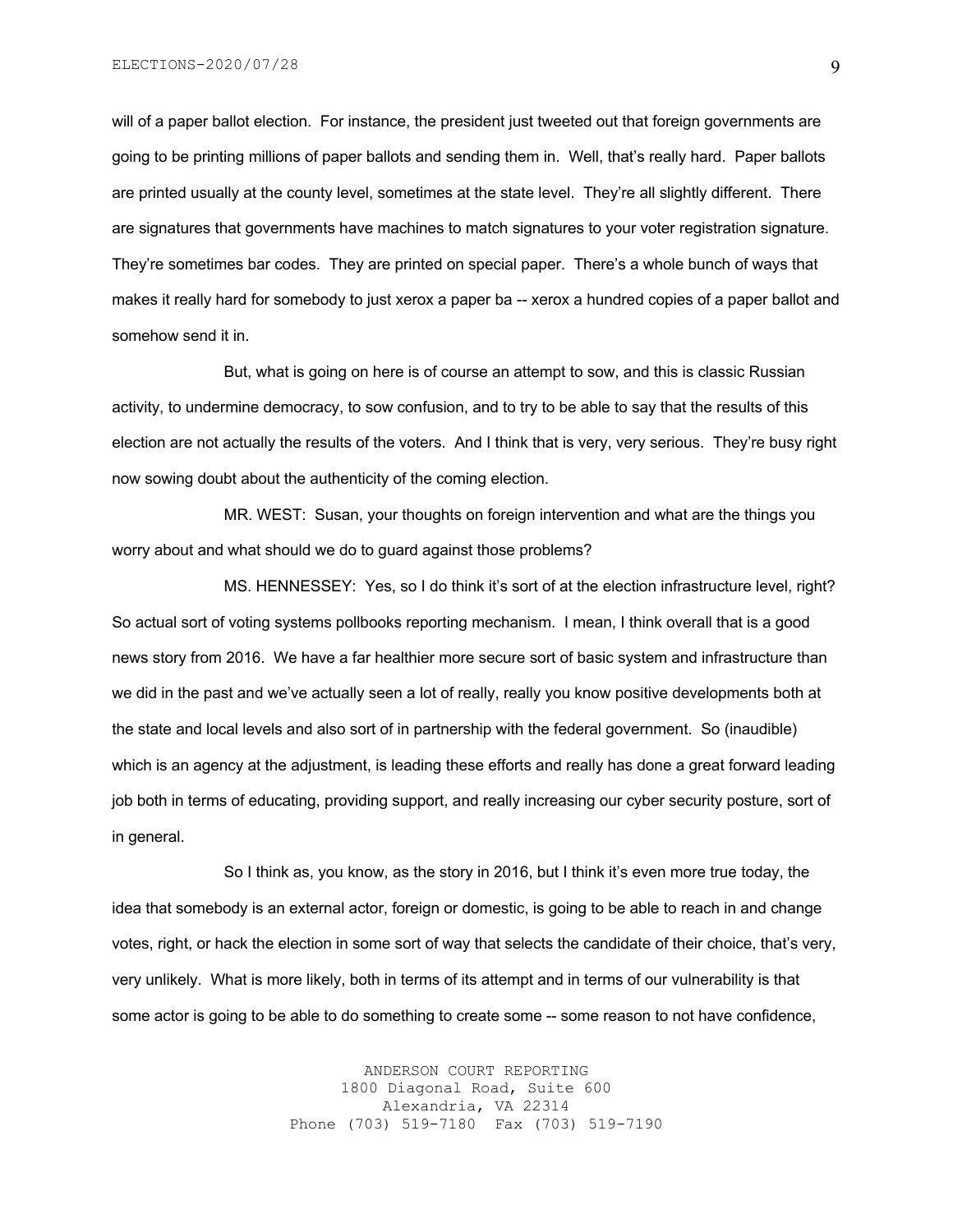will of a paper ballot election. For instance, the president just tweeted out that foreign governments are going to be printing millions of paper ballots and sending them in. Well, that's really hard. Paper ballots are printed usually at the county level, sometimes at the state level. They're all slightly different. There are signatures that governments have machines to match signatures to your voter registration signature. They're sometimes bar codes. They are printed on special paper. There's a whole bunch of ways that makes it really hard for somebody to just xerox a paper ba -- xerox a hundred copies of a paper ballot and somehow send it in.

But, what is going on here is of course an attempt to sow, and this is classic Russian activity, to undermine democracy, to sow confusion, and to try to be able to say that the results of this election are not actually the results of the voters. And I think that is very, very serious. They're busy right now sowing doubt about the authenticity of the coming election.

MR. WEST: Susan, your thoughts on foreign intervention and what are the things you worry about and what should we do to guard against those problems?

MS. HENNESSEY: Yes, so I do think it's sort of at the election infrastructure level, right? So actual sort of voting systems pollbooks reporting mechanism. I mean, I think overall that is a good news story from 2016. We have a far healthier more secure sort of basic system and infrastructure than we did in the past and we've actually seen a lot of really, really you know positive developments both at the state and local levels and also sort of in partnership with the federal government. So (inaudible) which is an agency at the adjustment, is leading these efforts and really has done a great forward leading job both in terms of educating, providing support, and really increasing our cyber security posture, sort of in general.

So I think as, you know, as the story in 2016, but I think it's even more true today, the idea that somebody is an external actor, foreign or domestic, is going to be able to reach in and change votes, right, or hack the election in some sort of way that selects the candidate of their choice, that's very, very unlikely. What is more likely, both in terms of its attempt and in terms of our vulnerability is that some actor is going to be able to do something to create some -- some reason to not have confidence,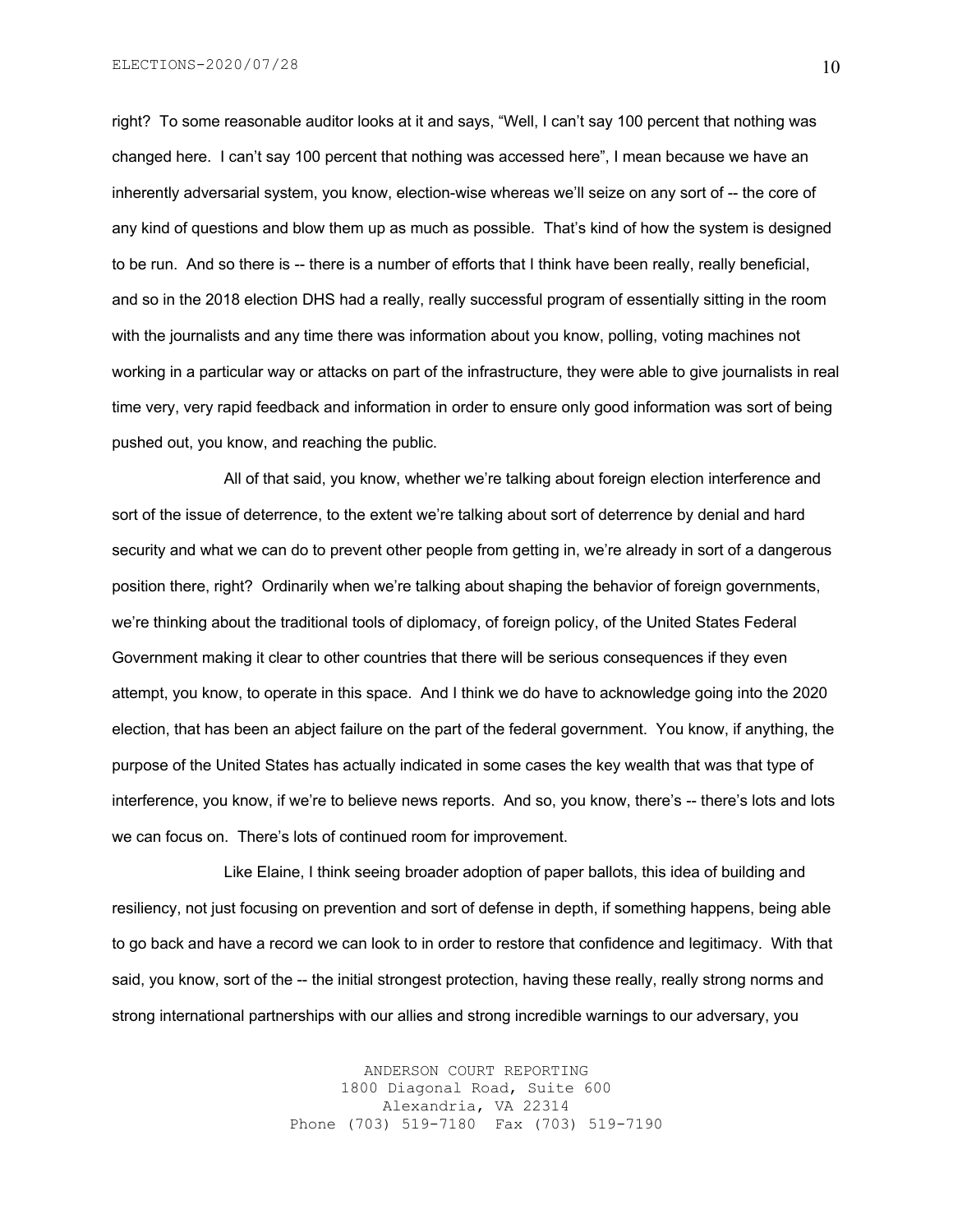right? To some reasonable auditor looks at it and says, "Well, I can't say 100 percent that nothing was changed here. I can't say 100 percent that nothing was accessed here", I mean because we have an inherently adversarial system, you know, election-wise whereas we'll seize on any sort of -- the core of any kind of questions and blow them up as much as possible. That's kind of how the system is designed to be run. And so there is -- there is a number of efforts that I think have been really, really beneficial, and so in the 2018 election DHS had a really, really successful program of essentially sitting in the room with the journalists and any time there was information about you know, polling, voting machines not working in a particular way or attacks on part of the infrastructure, they were able to give journalists in real time very, very rapid feedback and information in order to ensure only good information was sort of being pushed out, you know, and reaching the public.

All of that said, you know, whether we're talking about foreign election interference and sort of the issue of deterrence, to the extent we're talking about sort of deterrence by denial and hard security and what we can do to prevent other people from getting in, we're already in sort of a dangerous position there, right? Ordinarily when we're talking about shaping the behavior of foreign governments, we're thinking about the traditional tools of diplomacy, of foreign policy, of the United States Federal Government making it clear to other countries that there will be serious consequences if they even attempt, you know, to operate in this space. And I think we do have to acknowledge going into the 2020 election, that has been an abject failure on the part of the federal government. You know, if anything, the purpose of the United States has actually indicated in some cases the key wealth that was that type of interference, you know, if we're to believe news reports. And so, you know, there's -- there's lots and lots we can focus on. There's lots of continued room for improvement.

Like Elaine, I think seeing broader adoption of paper ballots, this idea of building and resiliency, not just focusing on prevention and sort of defense in depth, if something happens, being able to go back and have a record we can look to in order to restore that confidence and legitimacy. With that said, you know, sort of the -- the initial strongest protection, having these really, really strong norms and strong international partnerships with our allies and strong incredible warnings to our adversary, you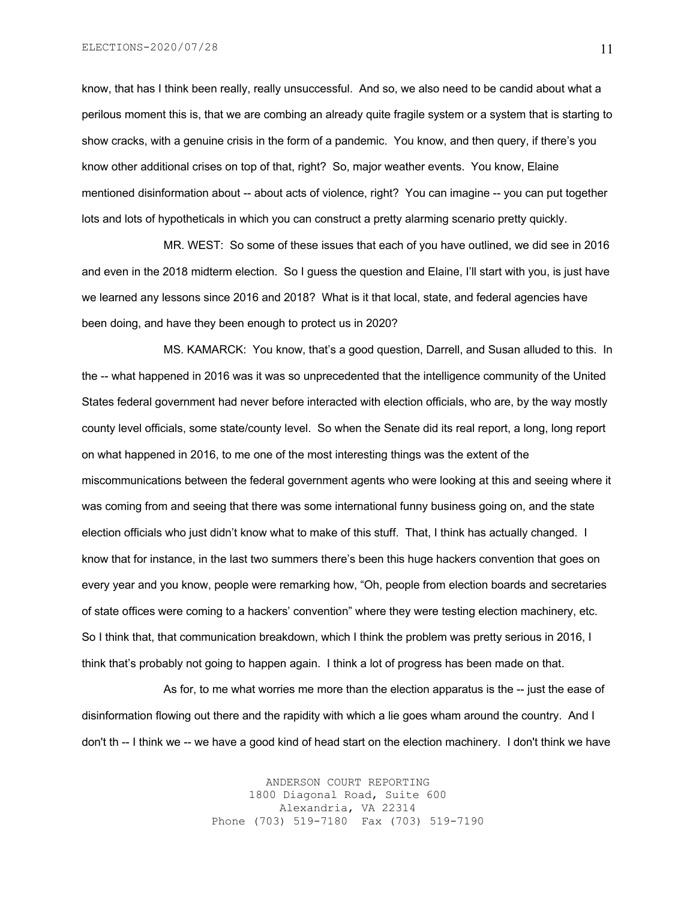know, that has I think been really, really unsuccessful. And so, we also need to be candid about what a perilous moment this is, that we are combing an already quite fragile system or a system that is starting to show cracks, with a genuine crisis in the form of a pandemic. You know, and then query, if there's you know other additional crises on top of that, right? So, major weather events. You know, Elaine mentioned disinformation about -- about acts of violence, right? You can imagine -- you can put together lots and lots of hypotheticals in which you can construct a pretty alarming scenario pretty quickly.

MR. WEST: So some of these issues that each of you have outlined, we did see in 2016 and even in the 2018 midterm election. So I guess the question and Elaine, I'll start with you, is just have we learned any lessons since 2016 and 2018? What is it that local, state, and federal agencies have been doing, and have they been enough to protect us in 2020?

MS. KAMARCK: You know, that's a good question, Darrell, and Susan alluded to this. In the -- what happened in 2016 was it was so unprecedented that the intelligence community of the United States federal government had never before interacted with election officials, who are, by the way mostly county level officials, some state/county level. So when the Senate did its real report, a long, long report on what happened in 2016, to me one of the most interesting things was the extent of the miscommunications between the federal government agents who were looking at this and seeing where it was coming from and seeing that there was some international funny business going on, and the state election officials who just didn't know what to make of this stuff. That, I think has actually changed. I know that for instance, in the last two summers there's been this huge hackers convention that goes on every year and you know, people were remarking how, "Oh, people from election boards and secretaries of state offices were coming to a hackers' convention" where they were testing election machinery, etc. So I think that, that communication breakdown, which I think the problem was pretty serious in 2016, I think that's probably not going to happen again. I think a lot of progress has been made on that.

As for, to me what worries me more than the election apparatus is the -- just the ease of disinformation flowing out there and the rapidity with which a lie goes wham around the country. And I don't th -- I think we -- we have a good kind of head start on the election machinery. I don't think we have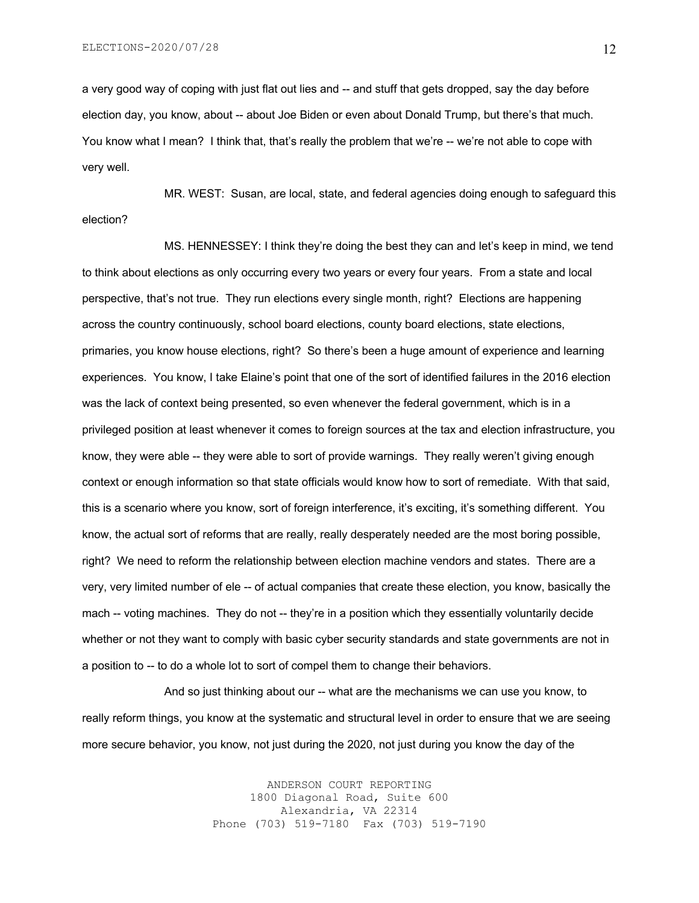a very good way of coping with just flat out lies and -- and stuff that gets dropped, say the day before election day, you know, about -- about Joe Biden or even about Donald Trump, but there's that much. You know what I mean? I think that, that's really the problem that we're -- we're not able to cope with very well.

MR. WEST: Susan, are local, state, and federal agencies doing enough to safeguard this election?

MS. HENNESSEY: I think they're doing the best they can and let's keep in mind, we tend to think about elections as only occurring every two years or every four years. From a state and local perspective, that's not true. They run elections every single month, right? Elections are happening across the country continuously, school board elections, county board elections, state elections, primaries, you know house elections, right? So there's been a huge amount of experience and learning experiences. You know, I take Elaine's point that one of the sort of identified failures in the 2016 election was the lack of context being presented, so even whenever the federal government, which is in a privileged position at least whenever it comes to foreign sources at the tax and election infrastructure, you know, they were able -- they were able to sort of provide warnings. They really weren't giving enough context or enough information so that state officials would know how to sort of remediate. With that said, this is a scenario where you know, sort of foreign interference, it's exciting, it's something different. You know, the actual sort of reforms that are really, really desperately needed are the most boring possible, right? We need to reform the relationship between election machine vendors and states. There are a very, very limited number of ele -- of actual companies that create these election, you know, basically the mach -- voting machines. They do not -- they're in a position which they essentially voluntarily decide whether or not they want to comply with basic cyber security standards and state governments are not in a position to -- to do a whole lot to sort of compel them to change their behaviors.

And so just thinking about our -- what are the mechanisms we can use you know, to really reform things, you know at the systematic and structural level in order to ensure that we are seeing more secure behavior, you know, not just during the 2020, not just during you know the day of the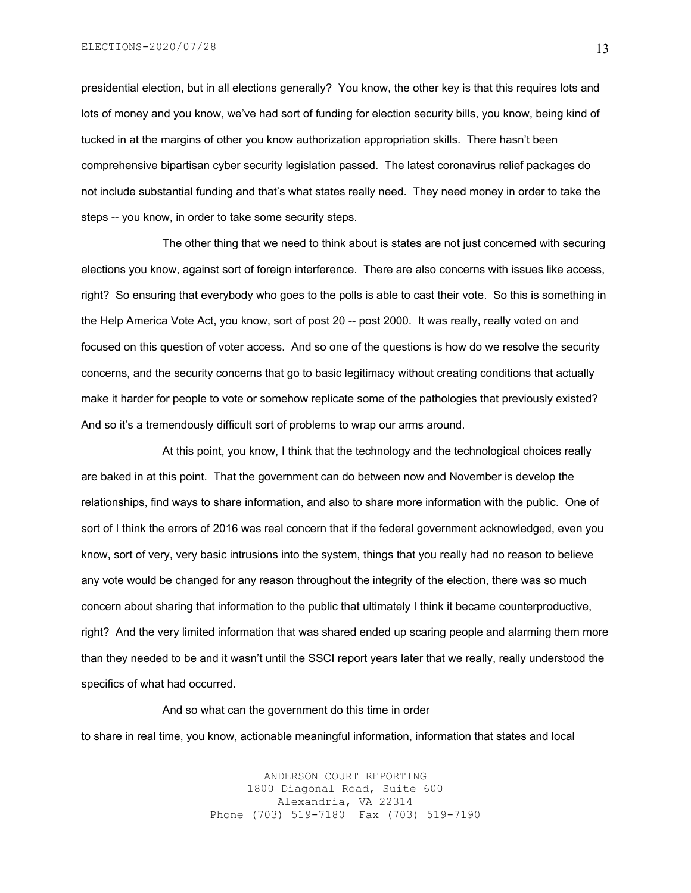presidential election, but in all elections generally? You know, the other key is that this requires lots and lots of money and you know, we've had sort of funding for election security bills, you know, being kind of tucked in at the margins of other you know authorization appropriation skills. There hasn't been comprehensive bipartisan cyber security legislation passed. The latest coronavirus relief packages do not include substantial funding and that's what states really need. They need money in order to take the steps -- you know, in order to take some security steps.

The other thing that we need to think about is states are not just concerned with securing elections you know, against sort of foreign interference. There are also concerns with issues like access, right? So ensuring that everybody who goes to the polls is able to cast their vote. So this is something in the Help America Vote Act, you know, sort of post 20 -- post 2000. It was really, really voted on and focused on this question of voter access. And so one of the questions is how do we resolve the security concerns, and the security concerns that go to basic legitimacy without creating conditions that actually make it harder for people to vote or somehow replicate some of the pathologies that previously existed? And so it's a tremendously difficult sort of problems to wrap our arms around.

At this point, you know, I think that the technology and the technological choices really are baked in at this point. That the government can do between now and November is develop the relationships, find ways to share information, and also to share more information with the public. One of sort of I think the errors of 2016 was real concern that if the federal government acknowledged, even you know, sort of very, very basic intrusions into the system, things that you really had no reason to believe any vote would be changed for any reason throughout the integrity of the election, there was so much concern about sharing that information to the public that ultimately I think it became counterproductive, right? And the very limited information that was shared ended up scaring people and alarming them more than they needed to be and it wasn't until the SSCI report years later that we really, really understood the specifics of what had occurred.

And so what can the government do this time in order to share in real time, you know, actionable meaningful information, information that states and local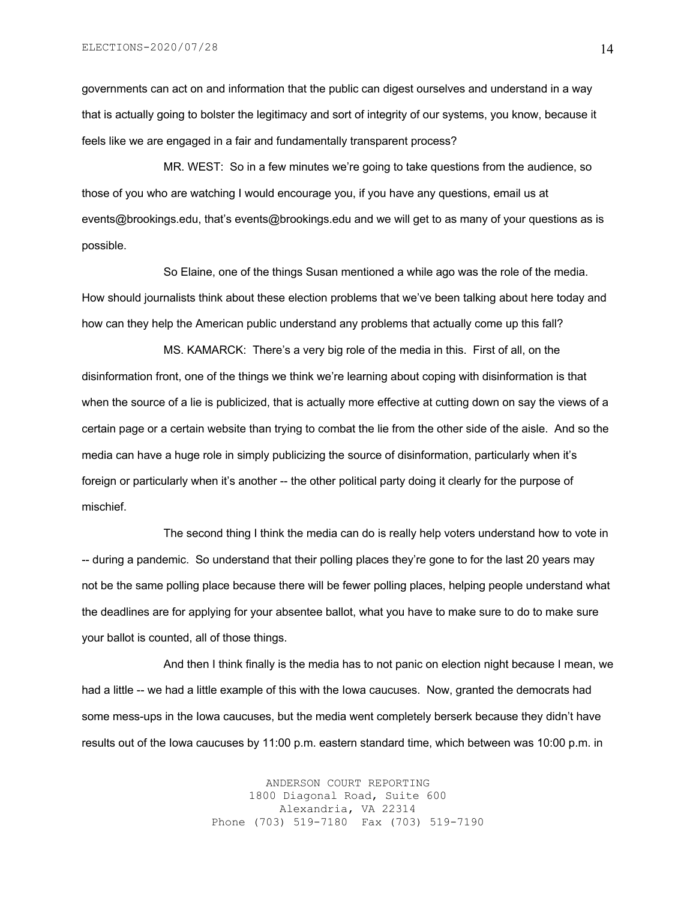governments can act on and information that the public can digest ourselves and understand in a way that is actually going to bolster the legitimacy and sort of integrity of our systems, you know, because it feels like we are engaged in a fair and fundamentally transparent process?

MR. WEST: So in a few minutes we're going to take questions from the audience, so those of you who are watching I would encourage you, if you have any questions, email us at events@brookings.edu, that's events@brookings.edu and we will get to as many of your questions as is possible.

So Elaine, one of the things Susan mentioned a while ago was the role of the media. How should journalists think about these election problems that we've been talking about here today and how can they help the American public understand any problems that actually come up this fall?

MS. KAMARCK: There's a very big role of the media in this. First of all, on the disinformation front, one of the things we think we're learning about coping with disinformation is that when the source of a lie is publicized, that is actually more effective at cutting down on say the views of a certain page or a certain website than trying to combat the lie from the other side of the aisle. And so the media can have a huge role in simply publicizing the source of disinformation, particularly when it's foreign or particularly when it's another -- the other political party doing it clearly for the purpose of mischief.

The second thing I think the media can do is really help voters understand how to vote in -- during a pandemic. So understand that their polling places they're gone to for the last 20 years may not be the same polling place because there will be fewer polling places, helping people understand what the deadlines are for applying for your absentee ballot, what you have to make sure to do to make sure your ballot is counted, all of those things.

And then I think finally is the media has to not panic on election night because I mean, we had a little -- we had a little example of this with the Iowa caucuses. Now, granted the democrats had some mess-ups in the Iowa caucuses, but the media went completely berserk because they didn't have results out of the Iowa caucuses by 11:00 p.m. eastern standard time, which between was 10:00 p.m. in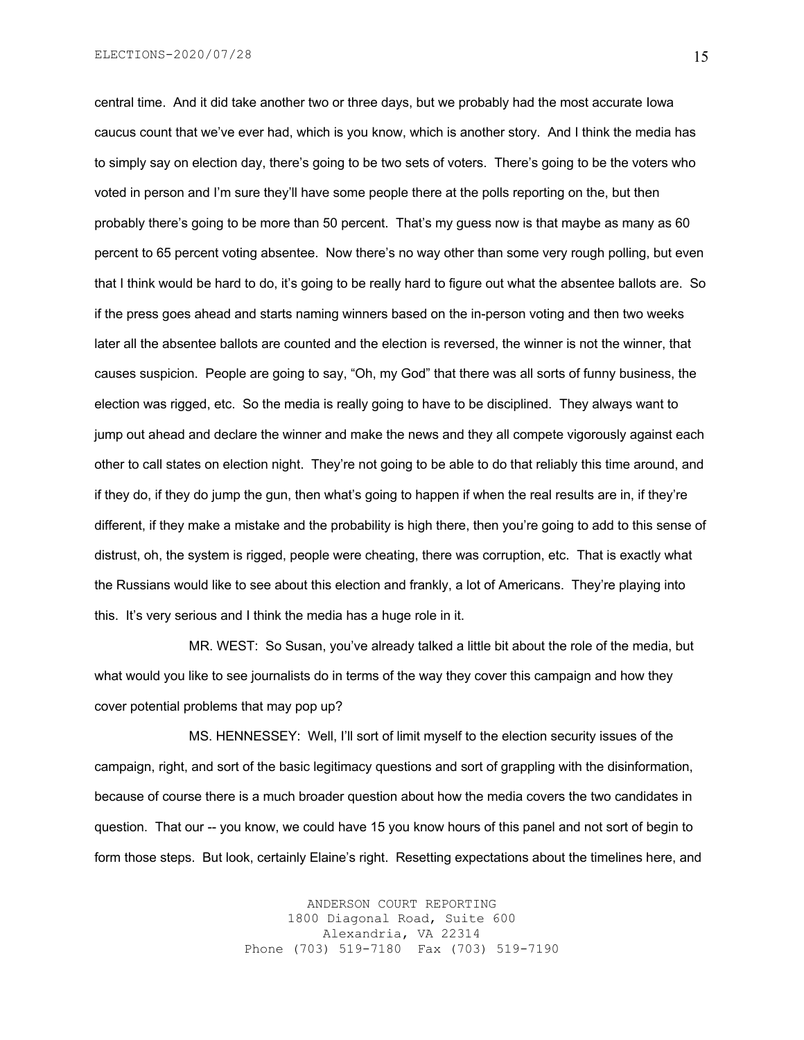central time. And it did take another two or three days, but we probably had the most accurate Iowa caucus count that we've ever had, which is you know, which is another story. And I think the media has to simply say on election day, there's going to be two sets of voters. There's going to be the voters who voted in person and I'm sure they'll have some people there at the polls reporting on the, but then probably there's going to be more than 50 percent. That's my guess now is that maybe as many as 60 percent to 65 percent voting absentee. Now there's no way other than some very rough polling, but even that I think would be hard to do, it's going to be really hard to figure out what the absentee ballots are. So if the press goes ahead and starts naming winners based on the in-person voting and then two weeks later all the absentee ballots are counted and the election is reversed, the winner is not the winner, that causes suspicion. People are going to say, "Oh, my God" that there was all sorts of funny business, the election was rigged, etc. So the media is really going to have to be disciplined. They always want to jump out ahead and declare the winner and make the news and they all compete vigorously against each other to call states on election night. They're not going to be able to do that reliably this time around, and if they do, if they do jump the gun, then what's going to happen if when the real results are in, if they're different, if they make a mistake and the probability is high there, then you're going to add to this sense of distrust, oh, the system is rigged, people were cheating, there was corruption, etc. That is exactly what the Russians would like to see about this election and frankly, a lot of Americans. They're playing into this. It's very serious and I think the media has a huge role in it.

MR. WEST: So Susan, you've already talked a little bit about the role of the media, but what would you like to see journalists do in terms of the way they cover this campaign and how they cover potential problems that may pop up?

MS. HENNESSEY: Well, I'll sort of limit myself to the election security issues of the campaign, right, and sort of the basic legitimacy questions and sort of grappling with the disinformation, because of course there is a much broader question about how the media covers the two candidates in question. That our -- you know, we could have 15 you know hours of this panel and not sort of begin to form those steps. But look, certainly Elaine's right. Resetting expectations about the timelines here, and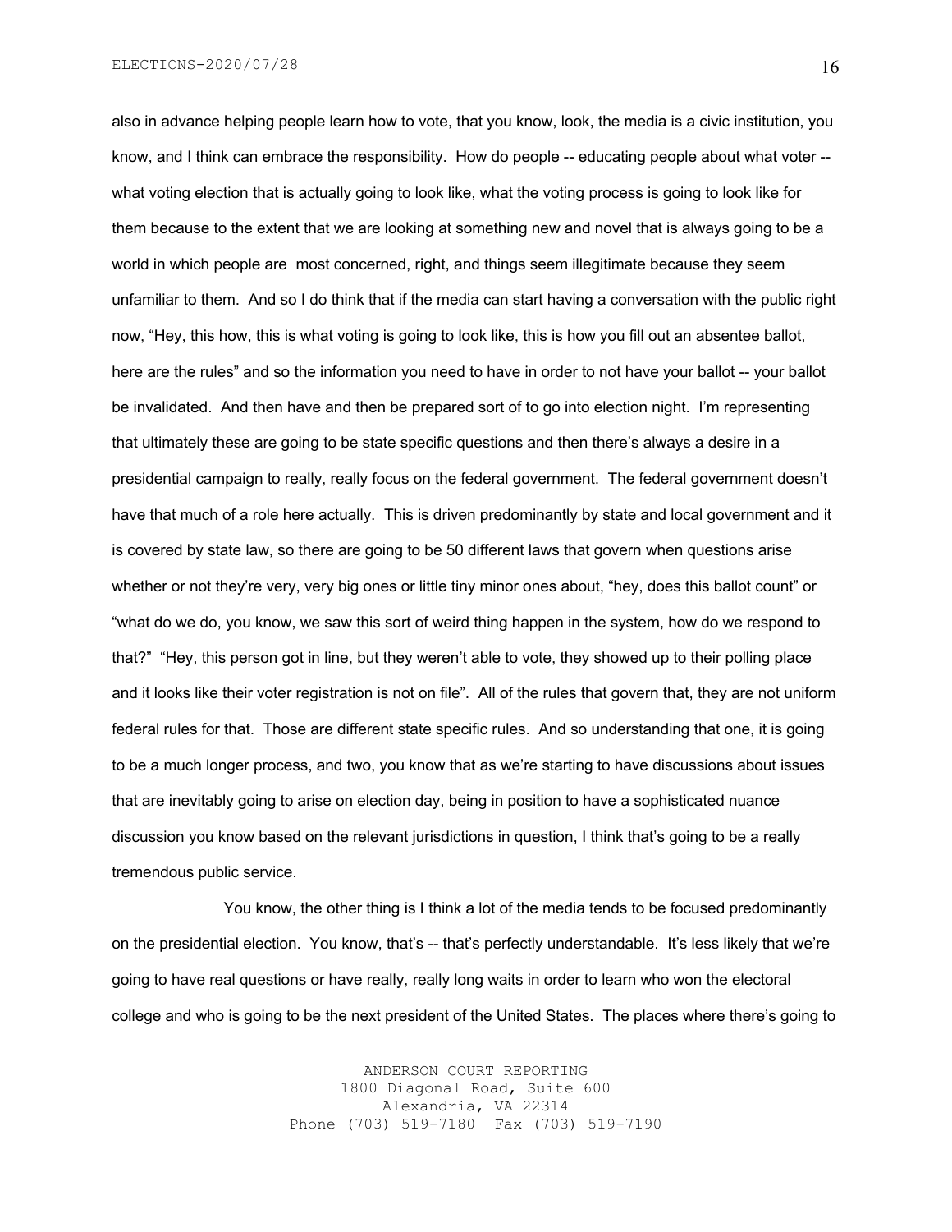also in advance helping people learn how to vote, that you know, look, the media is a civic institution, you know, and I think can embrace the responsibility. How do people -- educating people about what voter -- what voting election that is actually going to look like, what the voting process is going to look like for them because to the extent that we are looking at something new and novel that is always going to be a world in which people are most concerned, right, and things seem illegitimate because they seem unfamiliar to them. And so I do think that if the media can start having a conversation with the public right now, "Hey, this how, this is what voting is going to look like, this is how you fill out an absentee ballot, here are the rules" and so the information you need to have in order to not have your ballot -- your ballot be invalidated. And then have and then be prepared sort of to go into election night. I'm representing that ultimately these are going to be state specific questions and then there's always a desire in a presidential campaign to really, really focus on the federal government. The federal government doesn't have that much of a role here actually. This is driven predominantly by state and local government and it is covered by state law, so there are going to be 50 different laws that govern when questions arise whether or not they're very, very big ones or little tiny minor ones about, "hey, does this ballot count" or "what do we do, you know, we saw this sort of weird thing happen in the system, how do we respond to that?" "Hey, this person got in line, but they weren't able to vote, they showed up to their polling place and it looks like their voter registration is not on file". All of the rules that govern that, they are not uniform federal rules for that. Those are different state specific rules. And so understanding that one, it is going to be a much longer process, and two, you know that as we're starting to have discussions about issues that are inevitably going to arise on election day, being in position to have a sophisticated nuance discussion you know based on the relevant jurisdictions in question, I think that's going to be a really tremendous public service.

You know, the other thing is I think a lot of the media tends to be focused predominantly on the presidential election. You know, that's -- that's perfectly understandable. It's less likely that we're going to have real questions or have really, really long waits in order to learn who won the electoral college and who is going to be the next president of the United States. The places where there's going to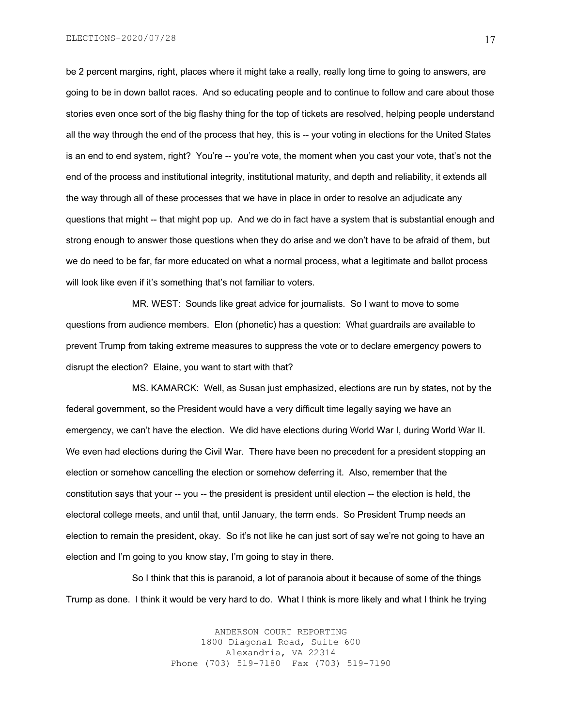be 2 percent margins, right, places where it might take a really, really long time to going to answers, are going to be in down ballot races. And so educating people and to continue to follow and care about those stories even once sort of the big flashy thing for the top of tickets are resolved, helping people understand all the way through the end of the process that hey, this is -- your voting in elections for the United States is an end to end system, right? You're -- you're vote, the moment when you cast your vote, that's not the end of the process and institutional integrity, institutional maturity, and depth and reliability, it extends all the way through all of these processes that we have in place in order to resolve an adjudicate any questions that might -- that might pop up. And we do in fact have a system that is substantial enough and strong enough to answer those questions when they do arise and we don't have to be afraid of them, but we do need to be far, far more educated on what a normal process, what a legitimate and ballot process will look like even if it's something that's not familiar to voters.

MR. WEST: Sounds like great advice for journalists. So I want to move to some questions from audience members. Elon (phonetic) has a question: What guardrails are available to prevent Trump from taking extreme measures to suppress the vote or to declare emergency powers to disrupt the election? Elaine, you want to start with that?

MS. KAMARCK: Well, as Susan just emphasized, elections are run by states, not by the federal government, so the President would have a very difficult time legally saying we have an emergency, we can't have the election. We did have elections during World War I, during World War II. We even had elections during the Civil War. There have been no precedent for a president stopping an election or somehow cancelling the election or somehow deferring it. Also, remember that the constitution says that your -- you -- the president is president until election -- the election is held, the electoral college meets, and until that, until January, the term ends. So President Trump needs an election to remain the president, okay. So it's not like he can just sort of say we're not going to have an election and I'm going to you know stay, I'm going to stay in there.

So I think that this is paranoid, a lot of paranoia about it because of some of the things Trump as done. I think it would be very hard to do. What I think is more likely and what I think he trying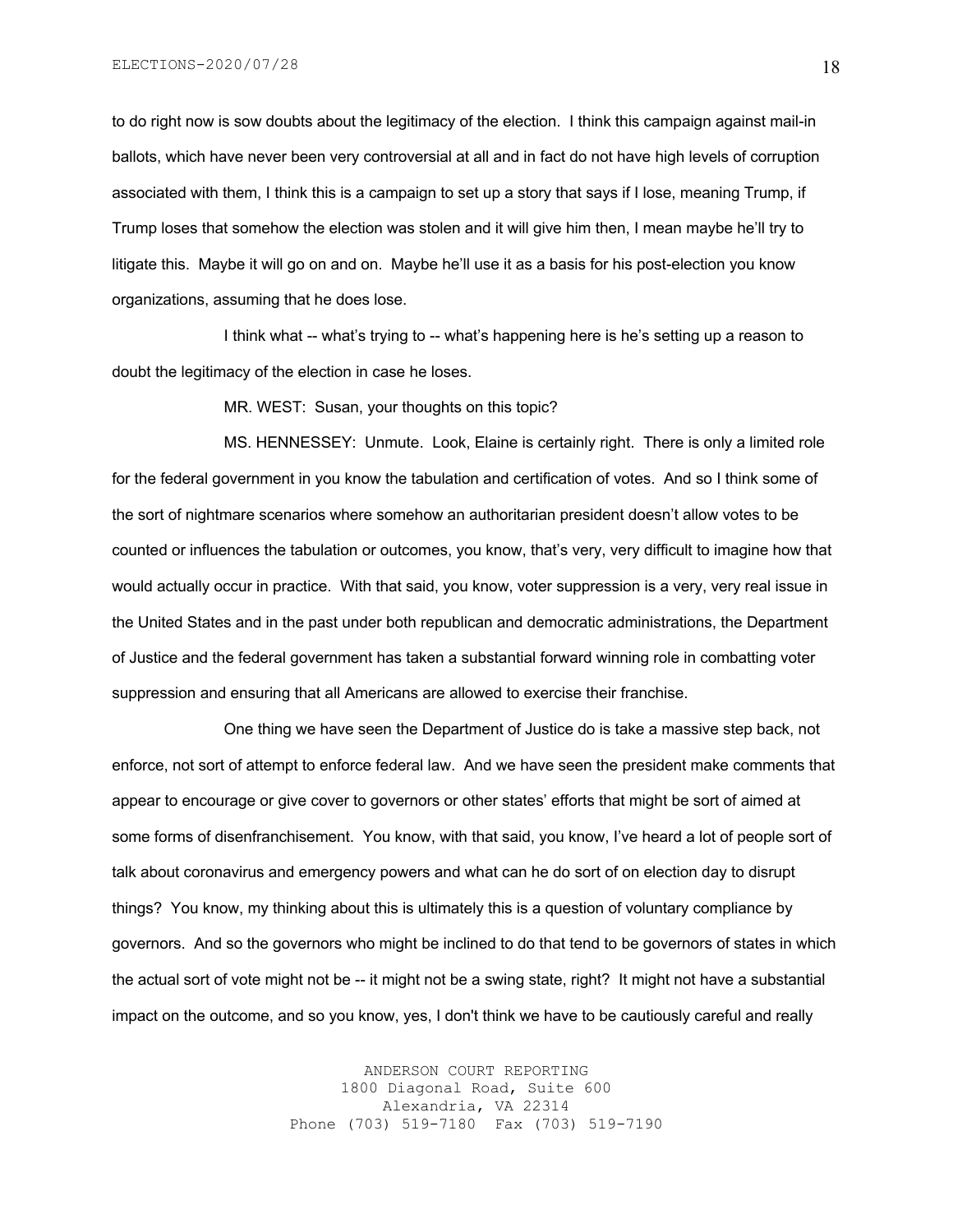to do right now is sow doubts about the legitimacy of the election. I think this campaign against mail-in ballots, which have never been very controversial at all and in fact do not have high levels of corruption associated with them, I think this is a campaign to set up a story that says if I lose, meaning Trump, if Trump loses that somehow the election was stolen and it will give him then, I mean maybe he'll try to litigate this. Maybe it will go on and on. Maybe he'll use it as a basis for his post-election you know organizations, assuming that he does lose.

I think what -- what's trying to -- what's happening here is he's setting up a reason to doubt the legitimacy of the election in case he loses.

MR. WEST: Susan, your thoughts on this topic?

MS. HENNESSEY: Unmute. Look, Elaine is certainly right. There is only a limited role for the federal government in you know the tabulation and certification of votes. And so I think some of the sort of nightmare scenarios where somehow an authoritarian president doesn't allow votes to be counted or influences the tabulation or outcomes, you know, that's very, very difficult to imagine how that would actually occur in practice. With that said, you know, voter suppression is a very, very real issue in the United States and in the past under both republican and democratic administrations, the Department of Justice and the federal government has taken a substantial forward winning role in combatting voter suppression and ensuring that all Americans are allowed to exercise their franchise.

One thing we have seen the Department of Justice do is take a massive step back, not enforce, not sort of attempt to enforce federal law. And we have seen the president make comments that appear to encourage or give cover to governors or other states' efforts that might be sort of aimed at some forms of disenfranchisement. You know, with that said, you know, I've heard a lot of people sort of talk about coronavirus and emergency powers and what can he do sort of on election day to disrupt things? You know, my thinking about this is ultimately this is a question of voluntary compliance by governors. And so the governors who might be inclined to do that tend to be governors of states in which the actual sort of vote might not be -- it might not be a swing state, right? It might not have a substantial impact on the outcome, and so you know, yes, I don't think we have to be cautiously careful and really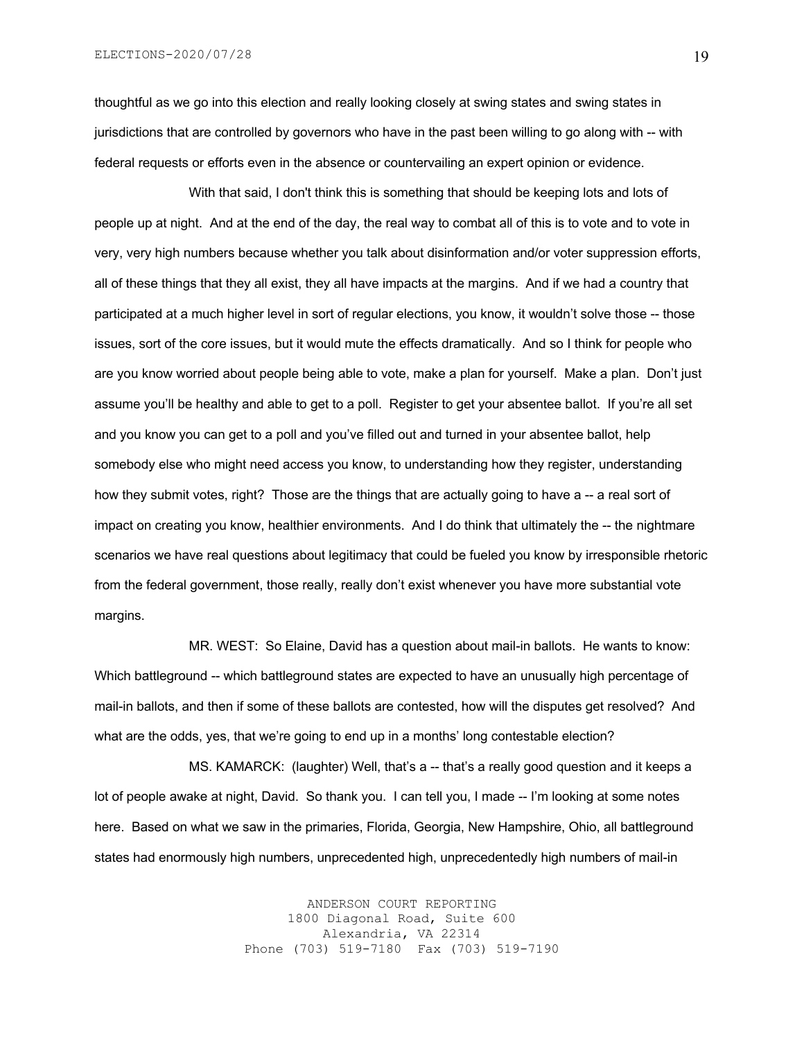thoughtful as we go into this election and really looking closely at swing states and swing states in jurisdictions that are controlled by governors who have in the past been willing to go along with -- with federal requests or efforts even in the absence or countervailing an expert opinion or evidence.

With that said, I don't think this is something that should be keeping lots and lots of people up at night. And at the end of the day, the real way to combat all of this is to vote and to vote in very, very high numbers because whether you talk about disinformation and/or voter suppression efforts, all of these things that they all exist, they all have impacts at the margins. And if we had a country that participated at a much higher level in sort of regular elections, you know, it wouldn't solve those -- those issues, sort of the core issues, but it would mute the effects dramatically. And so I think for people who are you know worried about people being able to vote, make a plan for yourself. Make a plan. Don't just assume you'll be healthy and able to get to a poll. Register to get your absentee ballot. If you're all set and you know you can get to a poll and you've filled out and turned in your absentee ballot, help somebody else who might need access you know, to understanding how they register, understanding how they submit votes, right? Those are the things that are actually going to have a -- a real sort of impact on creating you know, healthier environments. And I do think that ultimately the -- the nightmare scenarios we have real questions about legitimacy that could be fueled you know by irresponsible rhetoric from the federal government, those really, really don't exist whenever you have more substantial vote margins.

MR. WEST: So Elaine, David has a question about mail-in ballots. He wants to know: Which battleground -- which battleground states are expected to have an unusually high percentage of mail-in ballots, and then if some of these ballots are contested, how will the disputes get resolved? And what are the odds, yes, that we're going to end up in a months' long contestable election?

MS. KAMARCK: (laughter) Well, that's a -- that's a really good question and it keeps a lot of people awake at night, David. So thank you. I can tell you, I made -- I'm looking at some notes here. Based on what we saw in the primaries, Florida, Georgia, New Hampshire, Ohio, all battleground states had enormously high numbers, unprecedented high, unprecedentedly high numbers of mail-in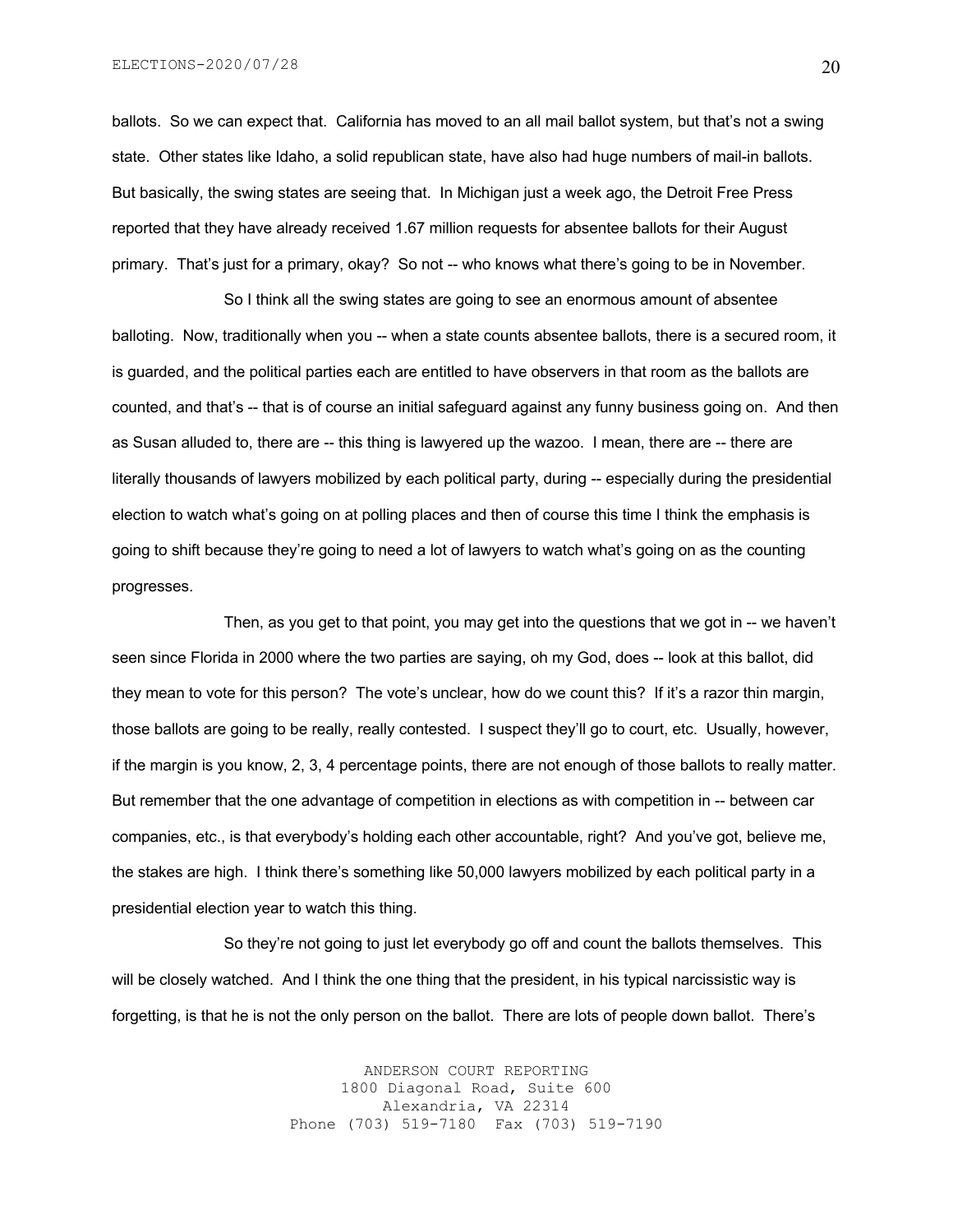ballots. So we can expect that. California has moved to an all mail ballot system, but that's not a swing state. Other states like Idaho, a solid republican state, have also had huge numbers of mail-in ballots. But basically, the swing states are seeing that. In Michigan just a week ago, the Detroit Free Press reported that they have already received 1.67 million requests for absentee ballots for their August primary. That's just for a primary, okay? So not -- who knows what there's going to be in November.

So I think all the swing states are going to see an enormous amount of absentee balloting. Now, traditionally when you -- when a state counts absentee ballots, there is a secured room, it is guarded, and the political parties each are entitled to have observers in that room as the ballots are counted, and that's -- that is of course an initial safeguard against any funny business going on. And then as Susan alluded to, there are -- this thing is lawyered up the wazoo. I mean, there are -- there are literally thousands of lawyers mobilized by each political party, during -- especially during the presidential election to watch what's going on at polling places and then of course this time I think the emphasis is going to shift because they're going to need a lot of lawyers to watch what's going on as the counting progresses.

Then, as you get to that point, you may get into the questions that we got in -- we haven't seen since Florida in 2000 where the two parties are saying, oh my God, does -- look at this ballot, did they mean to vote for this person? The vote's unclear, how do we count this? If it's a razor thin margin, those ballots are going to be really, really contested. I suspect they'll go to court, etc. Usually, however, if the margin is you know, 2, 3, 4 percentage points, there are not enough of those ballots to really matter. But remember that the one advantage of competition in elections as with competition in -- between car companies, etc., is that everybody's holding each other accountable, right? And you've got, believe me, the stakes are high. I think there's something like 50,000 lawyers mobilized by each political party in a presidential election year to watch this thing.

So they're not going to just let everybody go off and count the ballots themselves. This will be closely watched. And I think the one thing that the president, in his typical narcissistic way is forgetting, is that he is not the only person on the ballot. There are lots of people down ballot. There's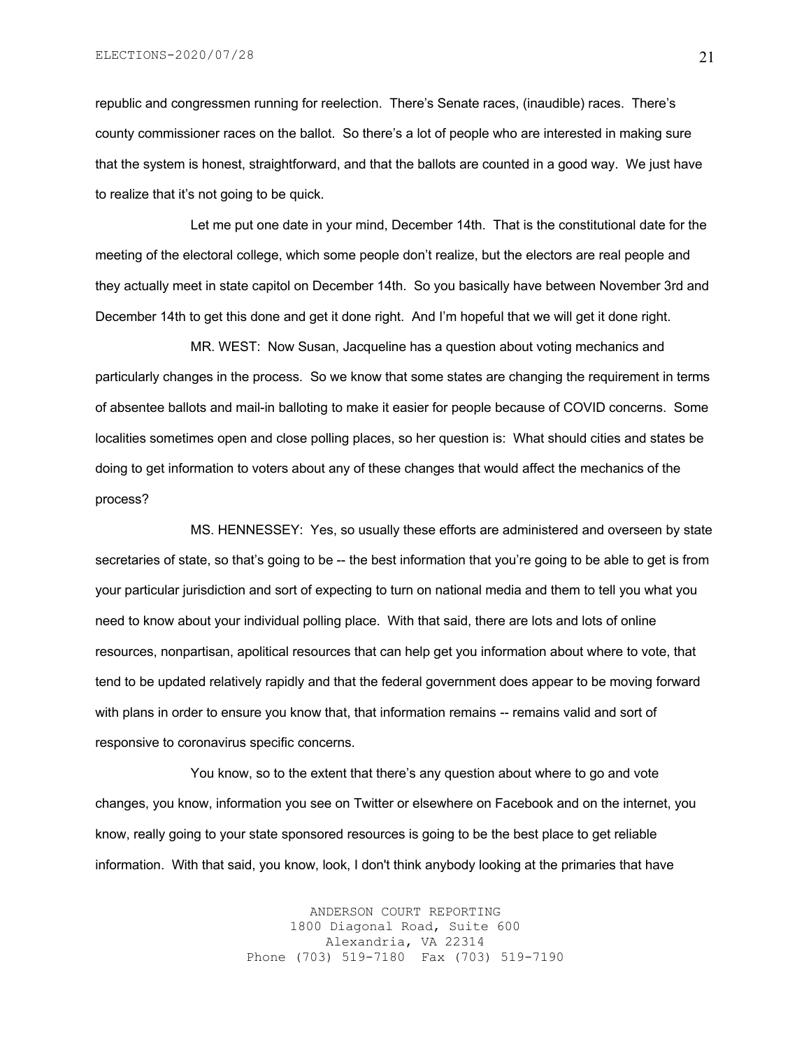republic and congressmen running for reelection. There's Senate races, (inaudible) races. There's county commissioner races on the ballot. So there's a lot of people who are interested in making sure that the system is honest, straightforward, and that the ballots are counted in a good way. We just have to realize that it's not going to be quick.

Let me put one date in your mind, December 14th. That is the constitutional date for the meeting of the electoral college, which some people don't realize, but the electors are real people and they actually meet in state capitol on December 14th. So you basically have between November 3rd and December 14th to get this done and get it done right. And I'm hopeful that we will get it done right.

MR. WEST: Now Susan, Jacqueline has a question about voting mechanics and particularly changes in the process. So we know that some states are changing the requirement in terms of absentee ballots and mail-in balloting to make it easier for people because of COVID concerns. Some localities sometimes open and close polling places, so her question is: What should cities and states be doing to get information to voters about any of these changes that would affect the mechanics of the process?

MS. HENNESSEY: Yes, so usually these efforts are administered and overseen by state secretaries of state, so that's going to be -- the best information that you're going to be able to get is from your particular jurisdiction and sort of expecting to turn on national media and them to tell you what you need to know about your individual polling place. With that said, there are lots and lots of online resources, nonpartisan, apolitical resources that can help get you information about where to vote, that tend to be updated relatively rapidly and that the federal government does appear to be moving forward with plans in order to ensure you know that, that information remains -- remains valid and sort of responsive to coronavirus specific concerns.

You know, so to the extent that there's any question about where to go and vote changes, you know, information you see on Twitter or elsewhere on Facebook and on the internet, you know, really going to your state sponsored resources is going to be the best place to get reliable information. With that said, you know, look, I don't think anybody looking at the primaries that have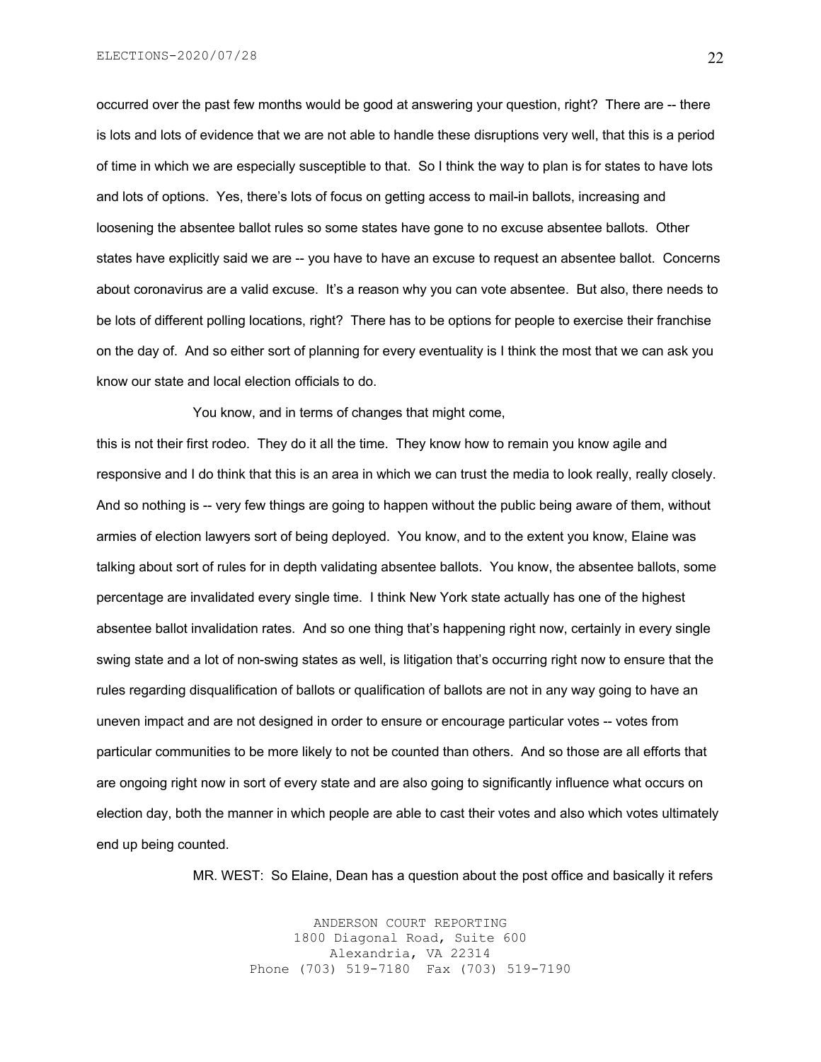occurred over the past few months would be good at answering your question, right? There are -- there is lots and lots of evidence that we are not able to handle these disruptions very well, that this is a period of time in which we are especially susceptible to that. So I think the way to plan is for states to have lots and lots of options. Yes, there's lots of focus on getting access to mail-in ballots, increasing and loosening the absentee ballot rules so some states have gone to no excuse absentee ballots. Other states have explicitly said we are -- you have to have an excuse to request an absentee ballot. Concerns about coronavirus are a valid excuse. It's a reason why you can vote absentee. But also, there needs to be lots of different polling locations, right? There has to be options for people to exercise their franchise on the day of. And so either sort of planning for every eventuality is I think the most that we can ask you know our state and local election officials to do.

You know, and in terms of changes that might come, this is not their first rodeo. They do it all the time. They know how to remain you know agile and responsive and I do think that this is an area in which we can trust the media to look really, really closely. And so nothing is -- very few things are going to happen without the public being aware of them, without armies of election lawyers sort of being deployed. You know, and to the extent you know, Elaine was talking about sort of rules for in depth validating absentee ballots. You know, the absentee ballots, some percentage are invalidated every single time. I think New York state actually has one of the highest absentee ballot invalidation rates. And so one thing that's happening right now, certainly in every single swing state and a lot of non-swing states as well, is litigation that's occurring right now to ensure that the rules regarding disqualification of ballots or qualification of ballots are not in any way going to have an uneven impact and are not designed in order to ensure or encourage particular votes -- votes from particular communities to be more likely to not be counted than others. And so those are all efforts that are ongoing right now in sort of every state and are also going to significantly influence what occurs on election day, both the manner in which people are able to cast their votes and also which votes ultimately end up being counted.

MR. WEST: So Elaine, Dean has a question about the post office and basically it refers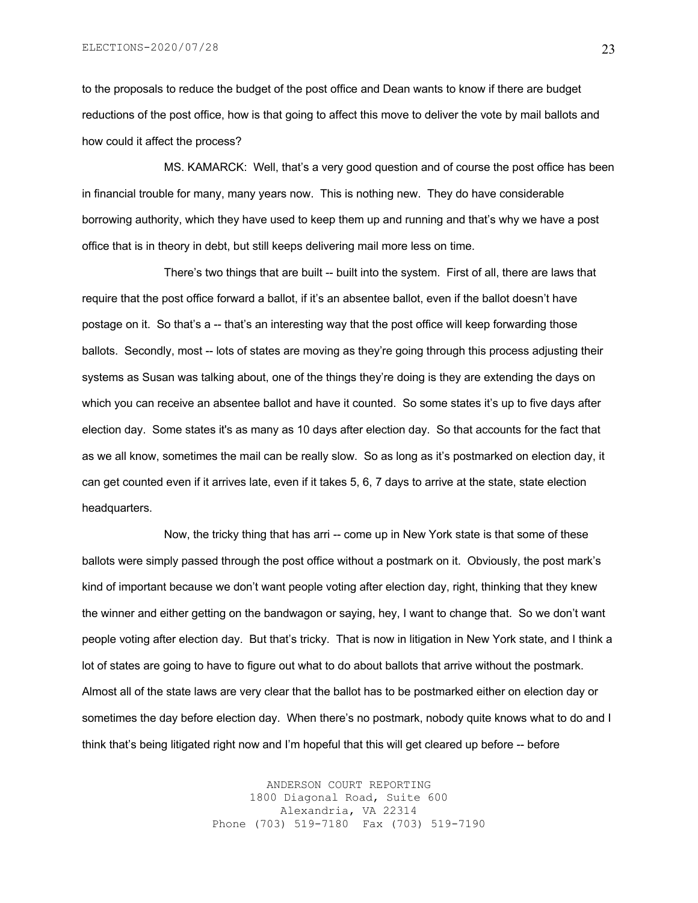to the proposals to reduce the budget of the post office and Dean wants to know if there are budget reductions of the post office, how is that going to affect this move to deliver the vote by mail ballots and how could it affect the process?

MS. KAMARCK: Well, that's a very good question and of course the post office has been in financial trouble for many, many years now. This is nothing new. They do have considerable borrowing authority, which they have used to keep them up and running and that's why we have a post office that is in theory in debt, but still keeps delivering mail more less on time.

There's two things that are built -- built into the system. First of all, there are laws that require that the post office forward a ballot, if it's an absentee ballot, even if the ballot doesn't have postage on it. So that's a -- that's an interesting way that the post office will keep forwarding those ballots. Secondly, most -- lots of states are moving as they're going through this process adjusting their systems as Susan was talking about, one of the things they're doing is they are extending the days on which you can receive an absentee ballot and have it counted. So some states it's up to five days after election day. Some states it's as many as 10 days after election day. So that accounts for the fact that as we all know, sometimes the mail can be really slow. So as long as it's postmarked on election day, it can get counted even if it arrives late, even if it takes 5, 6, 7 days to arrive at the state, state election headquarters.

Now, the tricky thing that has arri -- come up in New York state is that some of these ballots were simply passed through the post office without a postmark on it. Obviously, the post mark's kind of important because we don't want people voting after election day, right, thinking that they knew the winner and either getting on the bandwagon or saying, hey, I want to change that. So we don't want people voting after election day. But that's tricky. That is now in litigation in New York state, and I think a lot of states are going to have to figure out what to do about ballots that arrive without the postmark. Almost all of the state laws are very clear that the ballot has to be postmarked either on election day or sometimes the day before election day. When there's no postmark, nobody quite knows what to do and I think that's being litigated right now and I'm hopeful that this will get cleared up before -- before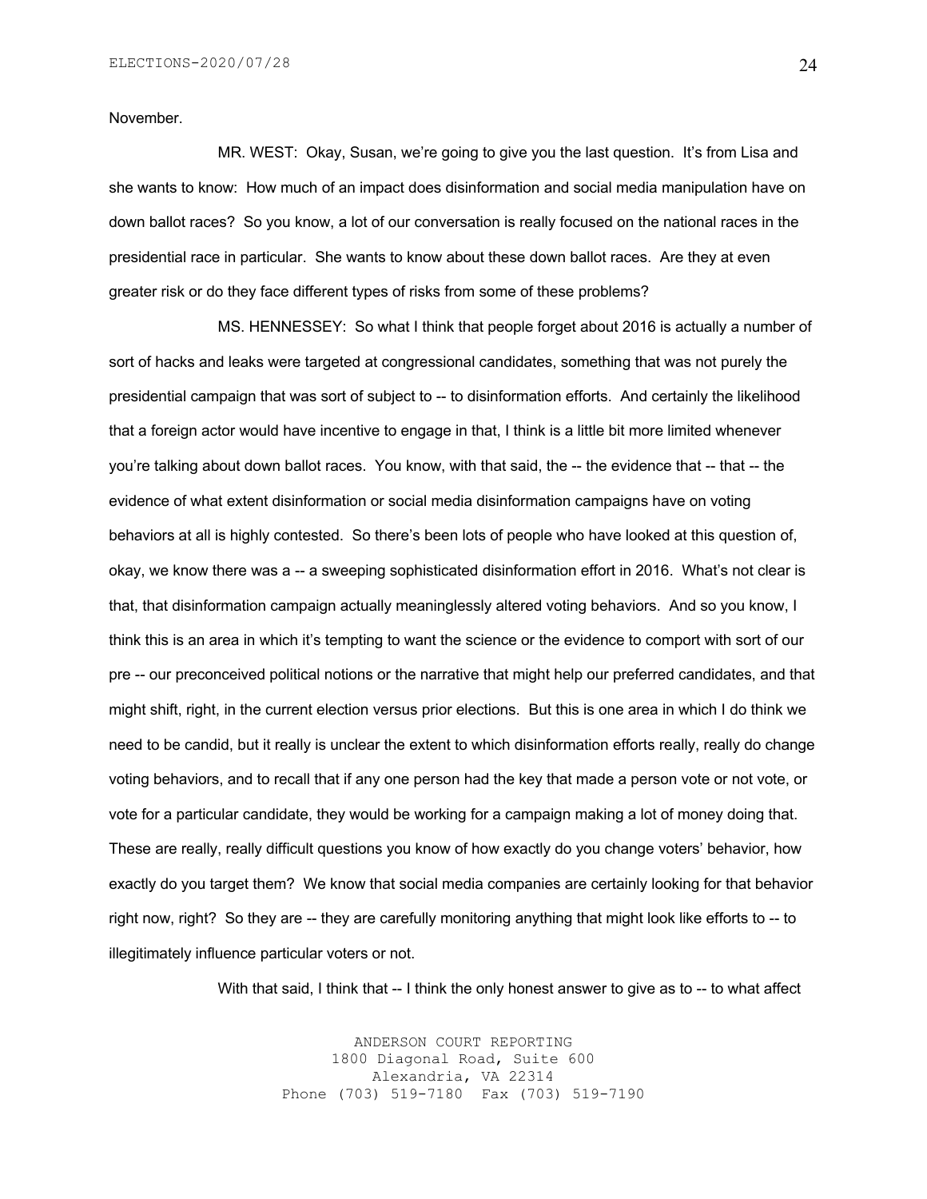November.

MR. WEST: Okay, Susan, we're going to give you the last question. It's from Lisa and she wants to know: How much of an impact does disinformation and social media manipulation have on down ballot races? So you know, a lot of our conversation is really focused on the national races in the presidential race in particular. She wants to know about these down ballot races. Are they at even greater risk or do they face different types of risks from some of these problems?

MS. HENNESSEY: So what I think that people forget about 2016 is actually a number of sort of hacks and leaks were targeted at congressional candidates, something that was not purely the presidential campaign that was sort of subject to -- to disinformation efforts. And certainly the likelihood that a foreign actor would have incentive to engage in that, I think is a little bit more limited whenever you're talking about down ballot races. You know, with that said, the -- the evidence that -- that -- the evidence of what extent disinformation or social media disinformation campaigns have on voting behaviors at all is highly contested. So there's been lots of people who have looked at this question of, okay, we know there was a -- a sweeping sophisticated disinformation effort in 2016. What's not clear is that, that disinformation campaign actually meaninglessly altered voting behaviors. And so you know, I think this is an area in which it's tempting to want the science or the evidence to comport with sort of our pre -- our preconceived political notions or the narrative that might help our preferred candidates, and that might shift, right, in the current election versus prior elections. But this is one area in which I do think we need to be candid, but it really is unclear the extent to which disinformation efforts really, really do change voting behaviors, and to recall that if any one person had the key that made a person vote or not vote, or vote for a particular candidate, they would be working for a campaign making a lot of money doing that. These are really, really difficult questions you know of how exactly do you change voters' behavior, how exactly do you target them? We know that social media companies are certainly looking for that behavior right now, right? So they are -- they are carefully monitoring anything that might look like efforts to -- to illegitimately influence particular voters or not.

With that said, I think that -- I think the only honest answer to give as to -- to what affect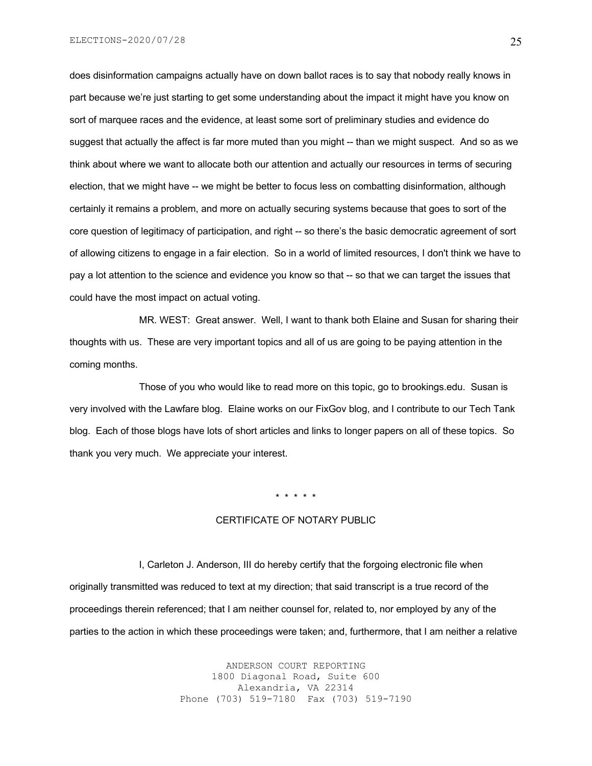does disinformation campaigns actually have on down ballot races is to say that nobody really knows in part because we're just starting to get some understanding about the impact it might have you know on sort of marquee races and the evidence, at least some sort of preliminary studies and evidence do suggest that actually the affect is far more muted than you might -- than we might suspect. And so as we think about where we want to allocate both our attention and actually our resources in terms of securing election, that we might have -- we might be better to focus less on combatting disinformation, although certainly it remains a problem, and more on actually securing systems because that goes to sort of the core question of legitimacy of participation, and right -- so there's the basic democratic agreement of sort of allowing citizens to engage in a fair election. So in a world of limited resources, I don't think we have to pay a lot attention to the science and evidence you know so that -- so that we can target the issues that could have the most impact on actual voting.

MR. WEST: Great answer. Well, I want to thank both Elaine and Susan for sharing their thoughts with us. These are very important topics and all of us are going to be paying attention in the coming months.

Those of you who would like to read more on this topic, go to brookings.edu. Susan is very involved with the Lawfare blog. Elaine works on our FixGov blog, and I contribute to our Tech Tank blog. Each of those blogs have lots of short articles and links to longer papers on all of these topics. So thank you very much. We appreciate your interest.

\* \* \* \* \*

## CERTIFICATE OF NOTARY PUBLIC

I, Carleton J. Anderson, III do hereby certify that the forgoing electronic file when originally transmitted was reduced to text at my direction; that said transcript is a true record of the proceedings therein referenced; that I am neither counsel for, related to, nor employed by any of the parties to the action in which these proceedings were taken; and, furthermore, that I am neither a relative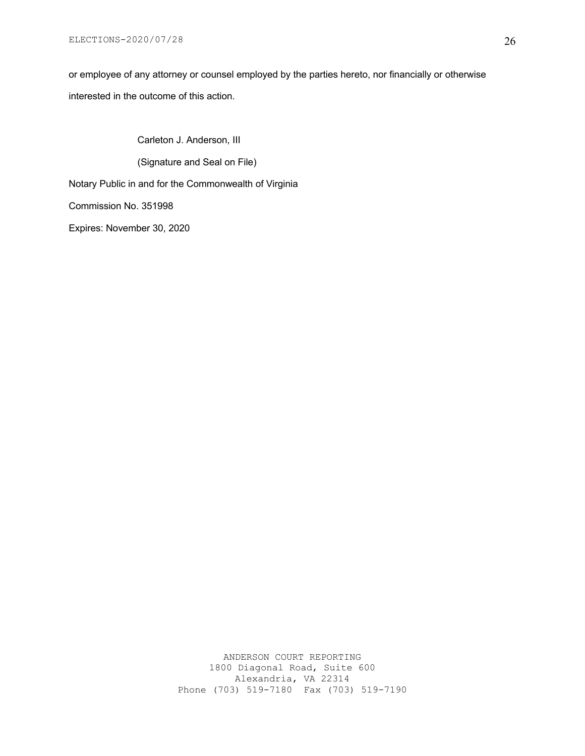or employee of any attorney or counsel employed by the parties hereto, nor financially or otherwise interested in the outcome of this action.

Carleton J. Anderson, III

(Signature and Seal on File)

Notary Public in and for the Commonwealth of Virginia

Commission No. 351998

Expires: November 30, 2020